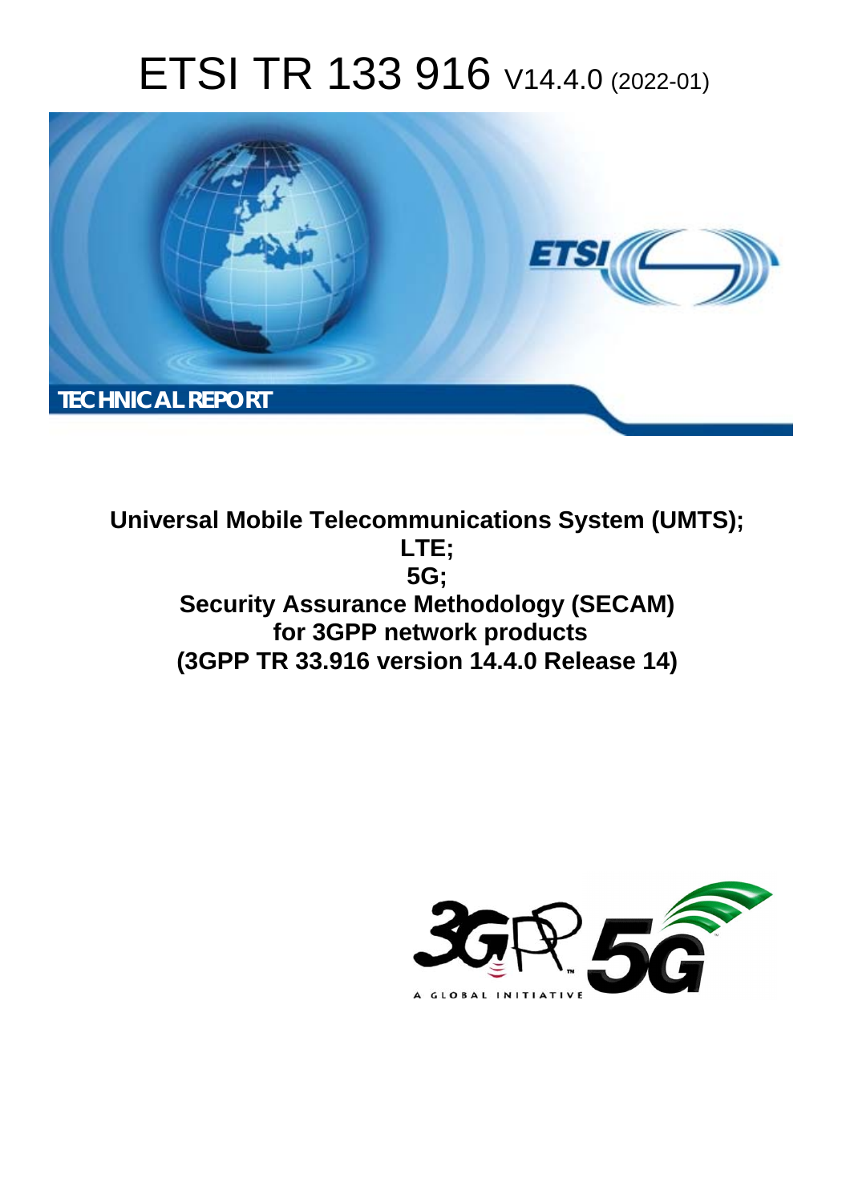# ETSI TR 133 916 V14.4.0 (2022-01)

**TECHNICAL REPORT**

**Universal Mobile Telecommunications System (UMTS); LTE; 5G; Security Assurance Methodology (SECAM) for 3GPP network products (3GPP TR 33.916 version 14.4.0 Release 14)**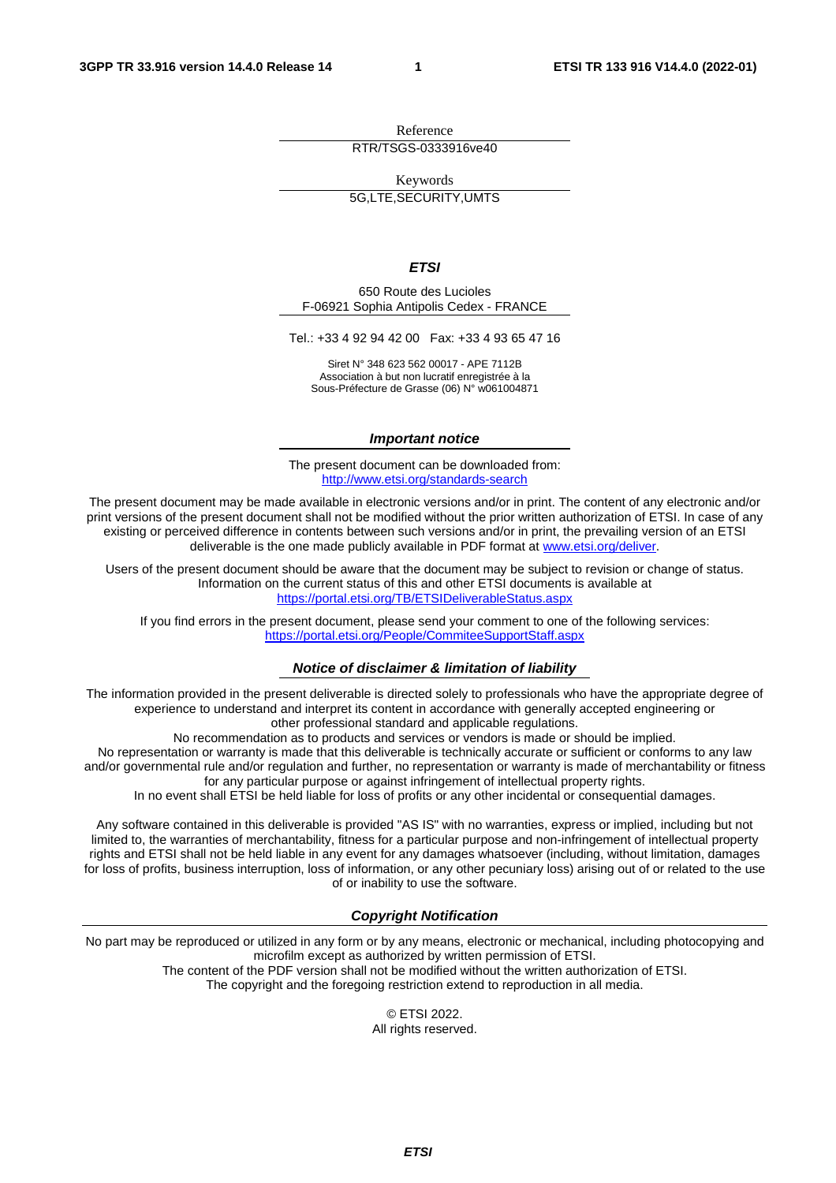Reference

RTR/TSGS-0333916ve40

Keywords

5G,LTE,SECURITY,UMTS

***ETSI***

650 Route des Lucioles
F-06921 Sophia Antipolis Cedex - FRANCE

Tel.: +33 4 92 94 42 00   Fax: +33 4 93 65 47 16

Siret N° 348 623 562 00017 - APE 7112B
Association à but non lucratif enregistrée à la
Sous-Préfecture de Grasse (06) N° w061004871

***Important notice***

The present document can be downloaded from:
http://www.etsi.org/standards-search

The present document may be made available in electronic versions and/or in print. The content of any electronic and/or print versions of the present document shall not be modified without the prior written authorization of ETSI. In case of any existing or perceived difference in contents between such versions and/or in print, the prevailing version of an ETSI deliverable is the one made publicly available in PDF format at www.etsi.org/deliver.

Users of the present document should be aware that the document may be subject to revision or change of status. Information on the current status of this and other ETSI documents is available at https://portal.etsi.org/TB/ETSIDeliverableStatus.aspx

If you find errors in the present document, please send your comment to one of the following services:
https://portal.etsi.org/People/CommiteeSupportStaff.aspx

***Notice of disclaimer & limitation of liability***

The information provided in the present deliverable is directed solely to professionals who have the appropriate degree of experience to understand and interpret its content in accordance with generally accepted engineering or other professional standard and applicable regulations.
No recommendation as to products and services or vendors is made or should be implied.
No representation or warranty is made that this deliverable is technically accurate or sufficient or conforms to any law and/or governmental rule and/or regulation and further, no representation or warranty is made of merchantability or fitness for any particular purpose or against infringement of intellectual property rights.
In no event shall ETSI be held liable for loss of profits or any other incidental or consequential damages.

Any software contained in this deliverable is provided "AS IS" with no warranties, express or implied, including but not limited to, the warranties of merchantability, fitness for a particular purpose and non-infringement of intellectual property rights and ETSI shall not be held liable in any event for any damages whatsoever (including, without limitation, damages for loss of profits, business interruption, loss of information, or any other pecuniary loss) arising out of or related to the use of or inability to use the software.

***Copyright Notification***

No part may be reproduced or utilized in any form or by any means, electronic or mechanical, including photocopying and microfilm except as authorized by written permission of ETSI.
The content of the PDF version shall not be modified without the written authorization of ETSI.
The copyright and the foregoing restriction extend to reproduction in all media.

© ETSI 2022.
All rights reserved.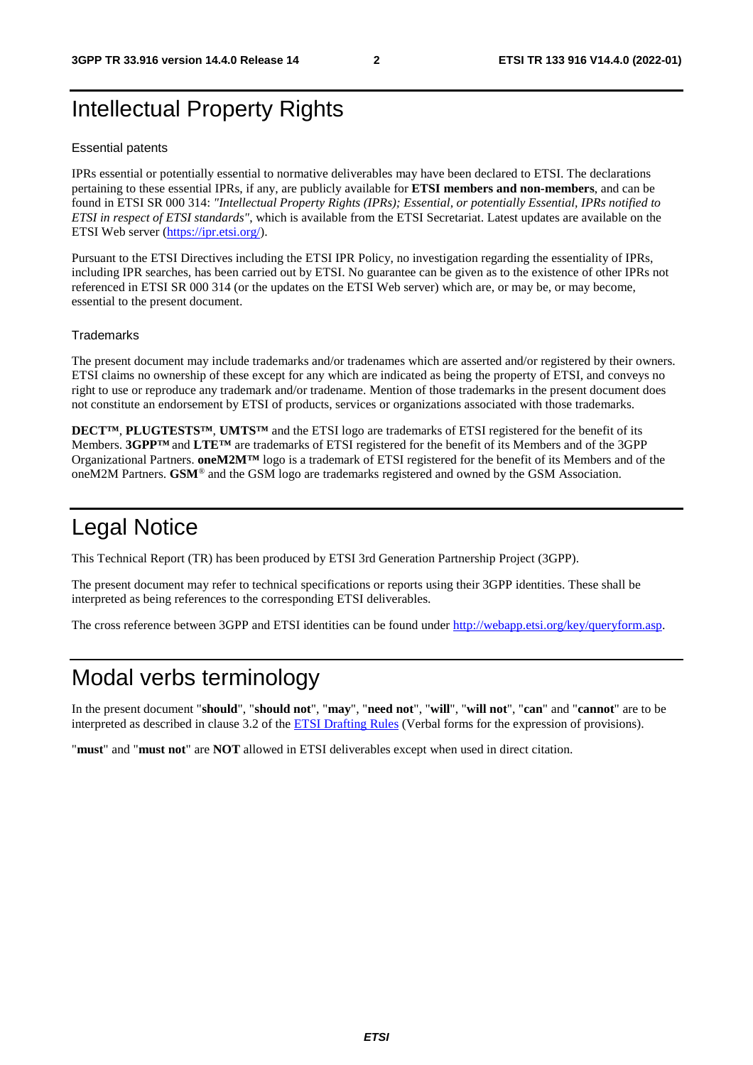# Intellectual Property Rights

## Essential patents

IPRs essential or potentially essential to normative deliverables may have been declared to ETSI. The declarations pertaining to these essential IPRs, if any, are publicly available for **ETSI members and non-members**, and can be found in ETSI SR 000 314: *"Intellectual Property Rights (IPRs); Essential, or potentially Essential, IPRs notified to ETSI in respect of ETSI standards"*, which is available from the ETSI Secretariat. Latest updates are available on the ETSI Web server (https://ipr.etsi.org/).

Pursuant to the ETSI Directives including the ETSI IPR Policy, no investigation regarding the essentiality of IPRs, including IPR searches, has been carried out by ETSI. No guarantee can be given as to the existence of other IPRs not referenced in ETSI SR 000 314 (or the updates on the ETSI Web server) which are, or may be, or may become, essential to the present document.

## Trademarks

The present document may include trademarks and/or tradenames which are asserted and/or registered by their owners. ETSI claims no ownership of these except for any which are indicated as being the property of ETSI, and conveys no right to use or reproduce any trademark and/or tradename. Mention of those trademarks in the present document does not constitute an endorsement by ETSI of products, services or organizations associated with those trademarks.

**DECT™**, **PLUGTESTS™**, **UMTS™** and the ETSI logo are trademarks of ETSI registered for the benefit of its Members. **3GPP™** and **LTE™** are trademarks of ETSI registered for the benefit of its Members and of the 3GPP Organizational Partners. **oneM2M™** logo is a trademark of ETSI registered for the benefit of its Members and of the oneM2M Partners. **GSM**® and the GSM logo are trademarks registered and owned by the GSM Association.

# Legal Notice

This Technical Report (TR) has been produced by ETSI 3rd Generation Partnership Project (3GPP).

The present document may refer to technical specifications or reports using their 3GPP identities. These shall be interpreted as being references to the corresponding ETSI deliverables.

The cross reference between 3GPP and ETSI identities can be found under http://webapp.etsi.org/key/queryform.asp.

# Modal verbs terminology

In the present document "**should**", "**should not**", "**may**", "**need not**", "**will**", "**will not**", "**can**" and "**cannot**" are to be interpreted as described in clause 3.2 of the ETSI Drafting Rules (Verbal forms for the expression of provisions).

"**must**" and "**must not**" are **NOT** allowed in ETSI deliverables except when used in direct citation.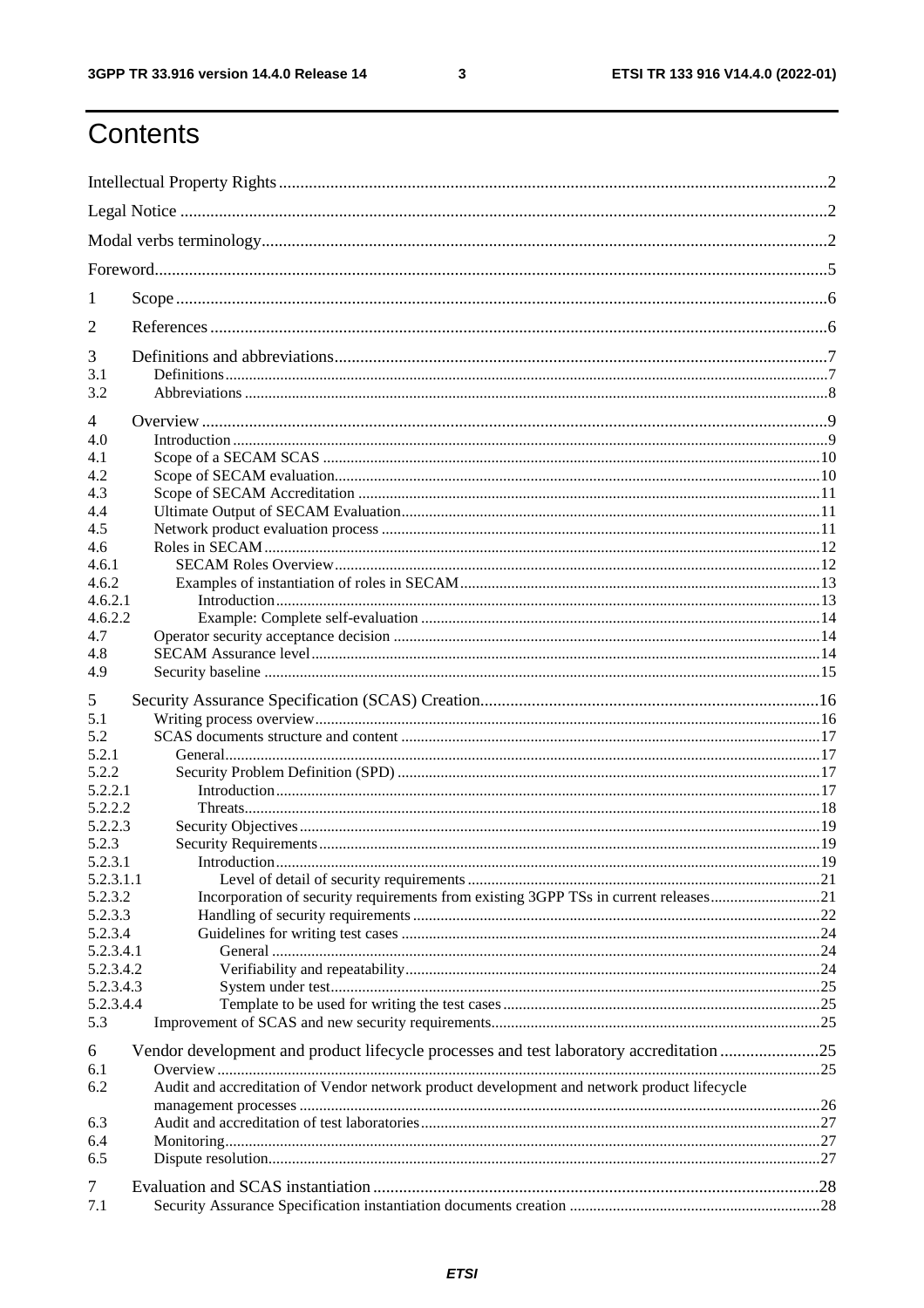# Contents

Intellectual Property Rights ....................................................................................................................................2

Legal Notice ...........................................................................................................................................................2

Modal verbs terminology........................................................................................................................................2

Foreword.................................................................................................................................................................5

1 Scope ...................................................................................................................................................................6

2 References ...........................................................................................................................................................6

3 Definitions and abbreviations.............................................................................................................................7
3.1 Definitions.........................................................................................................................................................7
3.2 Abbreviations ....................................................................................................................................................8

4 Overview ..............................................................................................................................................................9
4.0 Introduction .......................................................................................................................................................9
4.1 Scope of a SECAM SCAS ..............................................................................................................................10
4.2 Scope of SECAM evaluation...........................................................................................................................10
4.3 Scope of SECAM Accreditation .....................................................................................................................11
4.4 Ultimate Output of SECAM Evaluation..........................................................................................................11
4.5 Network product evaluation process ...............................................................................................................11
4.6 Roles in SECAM .............................................................................................................................................12
4.6.1 SECAM Roles Overview...............................................................................................................................12
4.6.2 Examples of instantiation of roles in SECAM..............................................................................................13
4.6.2.1 Introduction ...............................................................................................................................................13
4.6.2.2 Example: Complete self-evaluation ...........................................................................................................14
4.7 Operator security acceptance decision ............................................................................................................14
4.8 SECAM Assurance level.................................................................................................................................14
4.9 Security baseline .............................................................................................................................................15

5 Security Assurance Specification (SCAS) Creation..........................................................................................16
5.1 Writing process overview................................................................................................................................16
5.2 SCAS documents structure and content ..........................................................................................................17
5.2.1 General..........................................................................................................................................................17
5.2.2 Security Problem Definition (SPD) ..............................................................................................................17
5.2.2.1 Introduction ...............................................................................................................................................17
5.2.2.2 Threats.......................................................................................................................................................18
5.2.2.3 Security Objectives....................................................................................................................................19
5.2.3 Security Requirements..................................................................................................................................19
5.2.3.1 Introduction ...............................................................................................................................................19
5.2.3.1.1 Level of detail of security requirements ................................................................................................21
5.2.3.2 Incorporation of security requirements from existing 3GPP TSs in current releases................................21
5.2.3.3 Handling of security requirements .............................................................................................................22
5.2.3.4 Guidelines for writing test cases ...............................................................................................................24
5.2.3.4.1 General ..................................................................................................................................................24
5.2.3.4.2 Verifiability and repeatability................................................................................................................24
5.2.3.4.3 System under test...................................................................................................................................25
5.2.3.4.4 Template to be used for writing the test cases........................................................................................25
5.3 Improvement of SCAS and new security requirements...................................................................................25

6 Vendor development and product lifecycle processes and test laboratory accreditation ...................................25
6.1 Overview .........................................................................................................................................................25
6.2 Audit and accreditation of Vendor network product development and network product lifecycle management processes ....................................................................................................................................26
6.3 Audit and accreditation of test laboratories.....................................................................................................27
6.4 Monitoring.......................................................................................................................................................27
6.5 Dispute resolution............................................................................................................................................27

7 Evaluation and SCAS instantiation ...................................................................................................................28
7.1 Security Assurance Specification instantiation documents creation ...............................................................28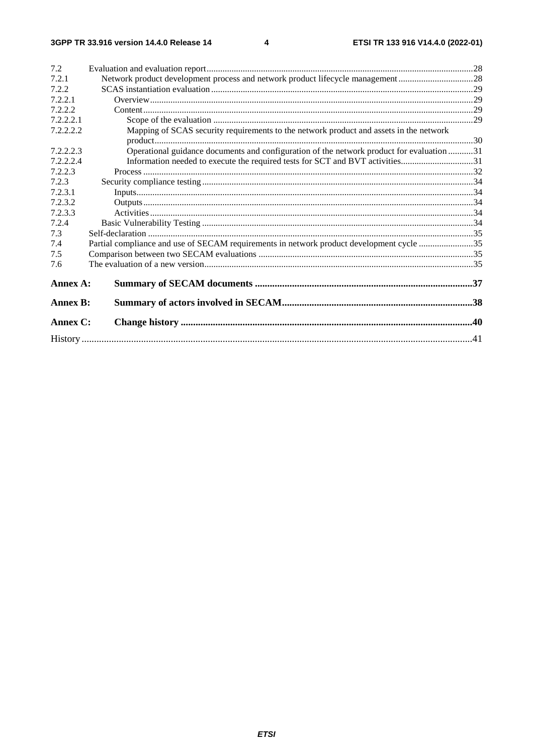7.2 Evaluation and evaluation report ....28
7.2.1 Network product development process and network product lifecycle management ....28
7.2.2 SCAS instantiation evaluation ....29
7.2.2.1 Overview ....29
7.2.2.2 Content ....29
7.2.2.2.1 Scope of the evaluation ....29
7.2.2.2.2 Mapping of SCAS security requirements to the network product and assets in the network product ....30
7.2.2.2.3 Operational guidance documents and configuration of the network product for evaluation ....31
7.2.2.2.4 Information needed to execute the required tests for SCT and BVT activities ....31
7.2.2.3 Process ....32
7.2.3 Security compliance testing ....34
7.2.3.1 Inputs ....34
7.2.3.2 Outputs ....34
7.2.3.3 Activities ....34
7.2.4 Basic Vulnerability Testing ....34
7.3 Self-declaration ....35
7.4 Partial compliance and use of SECAM requirements in network product development cycle ....35
7.5 Comparison between two SECAM evaluations ....35
7.6 The evaluation of a new version ....35

**Annex A: Summary of SECAM documents ....37**

**Annex B: Summary of actors involved in SECAM ....38**

**Annex C: Change history ....40**

History ....41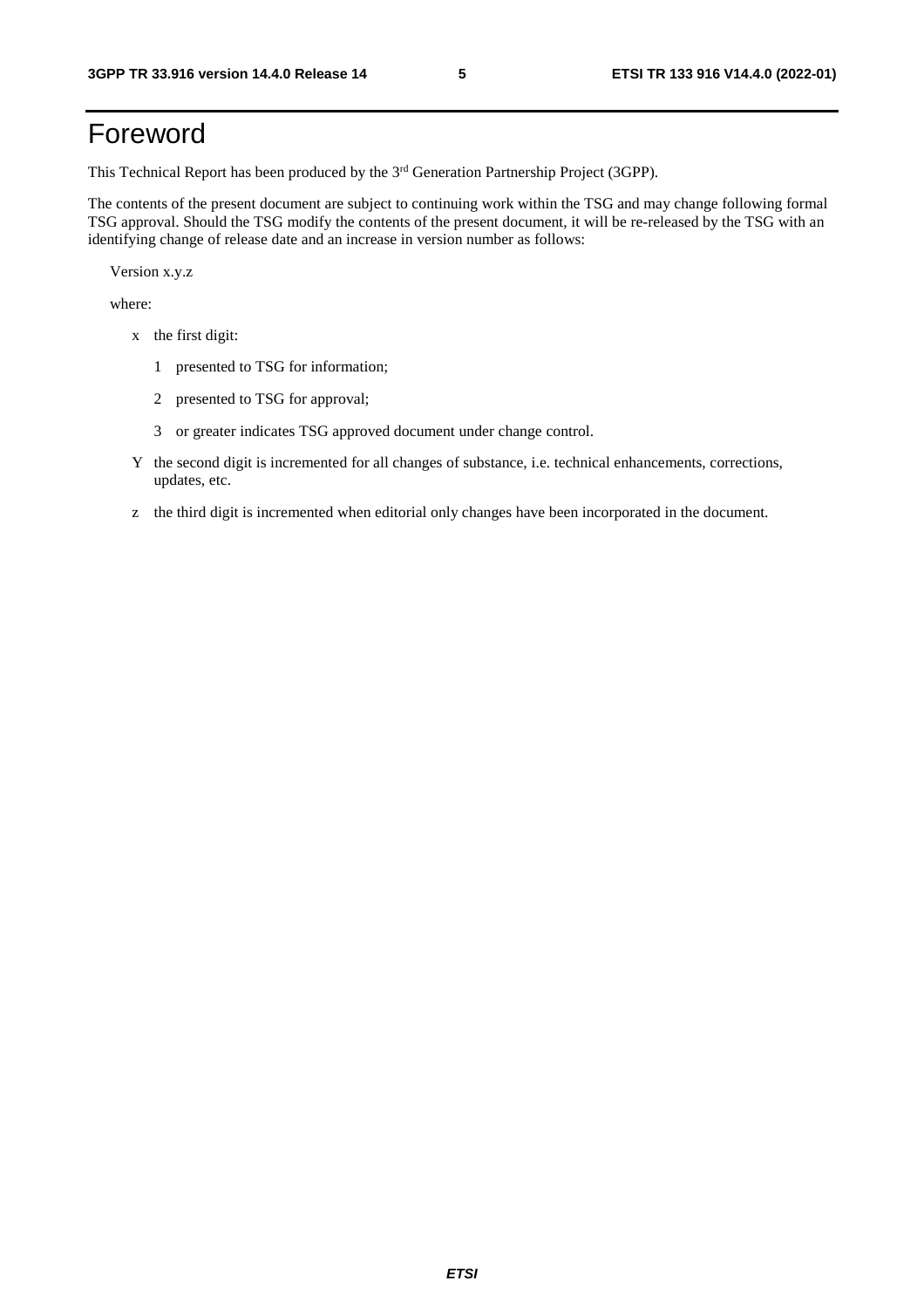# Foreword

This Technical Report has been produced by the 3rd Generation Partnership Project (3GPP).

The contents of the present document are subject to continuing work within the TSG and may change following formal TSG approval. Should the TSG modify the contents of the present document, it will be re-released by the TSG with an identifying change of release date and an increase in version number as follows:

Version x.y.z

where:

- x the first digit:
  - 1 presented to TSG for information;
  - 2 presented to TSG for approval;
  - 3 or greater indicates TSG approved document under change control.
- Y the second digit is incremented for all changes of substance, i.e. technical enhancements, corrections, updates, etc.
- z the third digit is incremented when editorial only changes have been incorporated in the document.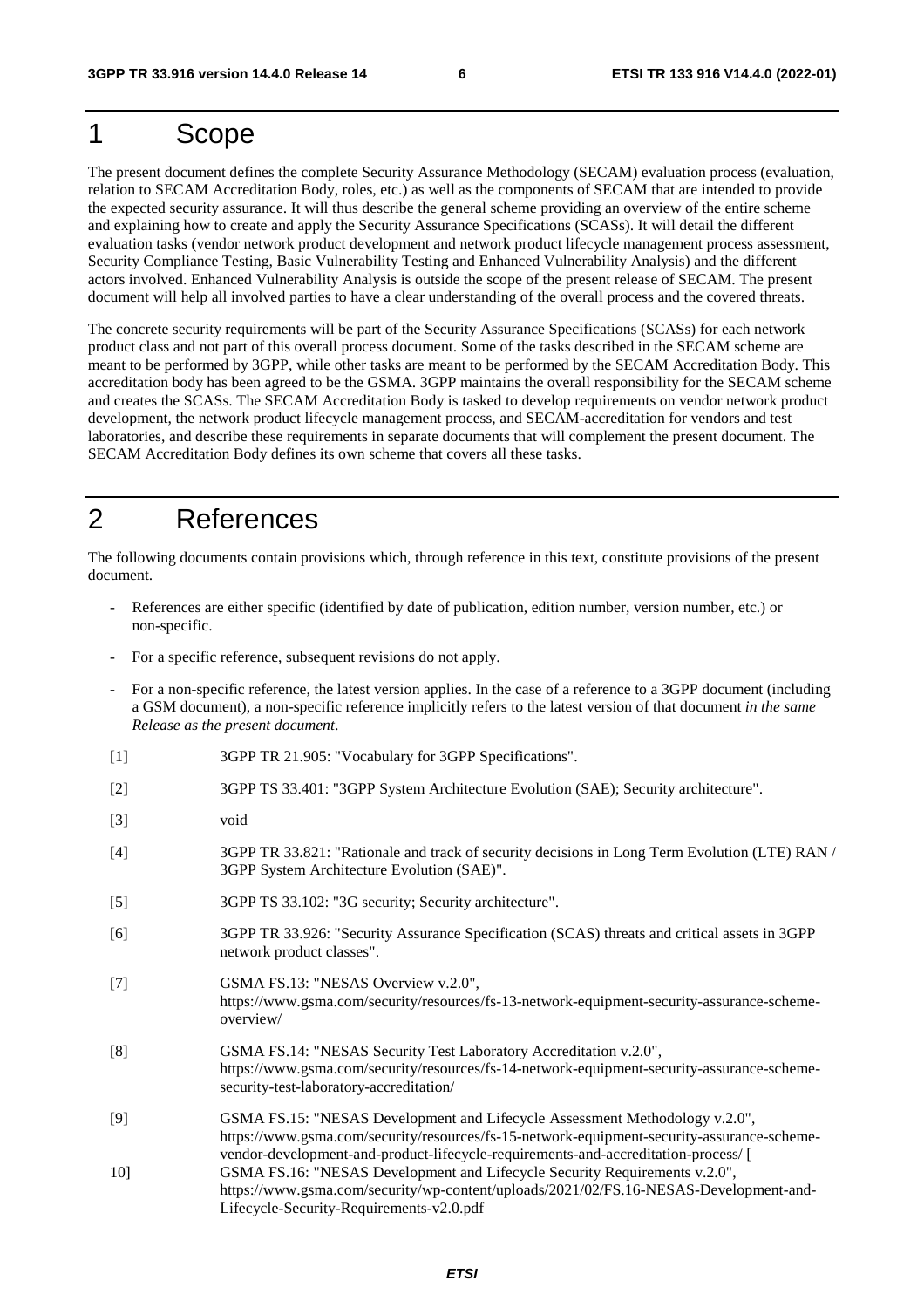# 1 Scope

The present document defines the complete Security Assurance Methodology (SECAM) evaluation process (evaluation, relation to SECAM Accreditation Body, roles, etc.) as well as the components of SECAM that are intended to provide the expected security assurance. It will thus describe the general scheme providing an overview of the entire scheme and explaining how to create and apply the Security Assurance Specifications (SCASs). It will detail the different evaluation tasks (vendor network product development and network product lifecycle management process assessment, Security Compliance Testing, Basic Vulnerability Testing and Enhanced Vulnerability Analysis) and the different actors involved. Enhanced Vulnerability Analysis is outside the scope of the present release of SECAM. The present document will help all involved parties to have a clear understanding of the overall process and the covered threats.

The concrete security requirements will be part of the Security Assurance Specifications (SCASs) for each network product class and not part of this overall process document. Some of the tasks described in the SECAM scheme are meant to be performed by 3GPP, while other tasks are meant to be performed by the SECAM Accreditation Body. This accreditation body has been agreed to be the GSMA. 3GPP maintains the overall responsibility for the SECAM scheme and creates the SCASs. The SECAM Accreditation Body is tasked to develop requirements on vendor network product development, the network product lifecycle management process, and SECAM-accreditation for vendors and test laboratories, and describe these requirements in separate documents that will complement the present document. The SECAM Accreditation Body defines its own scheme that covers all these tasks.

# 2 References

The following documents contain provisions which, through reference in this text, constitute provisions of the present document.

- References are either specific (identified by date of publication, edition number, version number, etc.) or non-specific.
- For a specific reference, subsequent revisions do not apply.
- For a non-specific reference, the latest version applies. In the case of a reference to a 3GPP document (including a GSM document), a non-specific reference implicitly refers to the latest version of that document *in the same Release as the present document*.

[1] 3GPP TR 21.905: "Vocabulary for 3GPP Specifications".

[2] 3GPP TS 33.401: "3GPP System Architecture Evolution (SAE); Security architecture".

[3] void

[4] 3GPP TR 33.821: "Rationale and track of security decisions in Long Term Evolution (LTE) RAN / 3GPP System Architecture Evolution (SAE)".

[5] 3GPP TS 33.102: "3G security; Security architecture".

[6] 3GPP TR 33.926: "Security Assurance Specification (SCAS) threats and critical assets in 3GPP network product classes".

[7] GSMA FS.13: "NESAS Overview v.2.0", https://www.gsma.com/security/resources/fs-13-network-equipment-security-assurance-scheme-overview/

[8] GSMA FS.14: "NESAS Security Test Laboratory Accreditation v.2.0", https://www.gsma.com/security/resources/fs-14-network-equipment-security-assurance-scheme-security-test-laboratory-accreditation/

[9] GSMA FS.15: "NESAS Development and Lifecycle Assessment Methodology v.2.0", https://www.gsma.com/security/resources/fs-15-network-equipment-security-assurance-scheme-vendor-development-and-product-lifecycle-requirements-and-accreditation-process/ [

10] GSMA FS.16: "NESAS Development and Lifecycle Security Requirements v.2.0", https://www.gsma.com/security/wp-content/uploads/2021/02/FS.16-NESAS-Development-and-Lifecycle-Security-Requirements-v2.0.pdf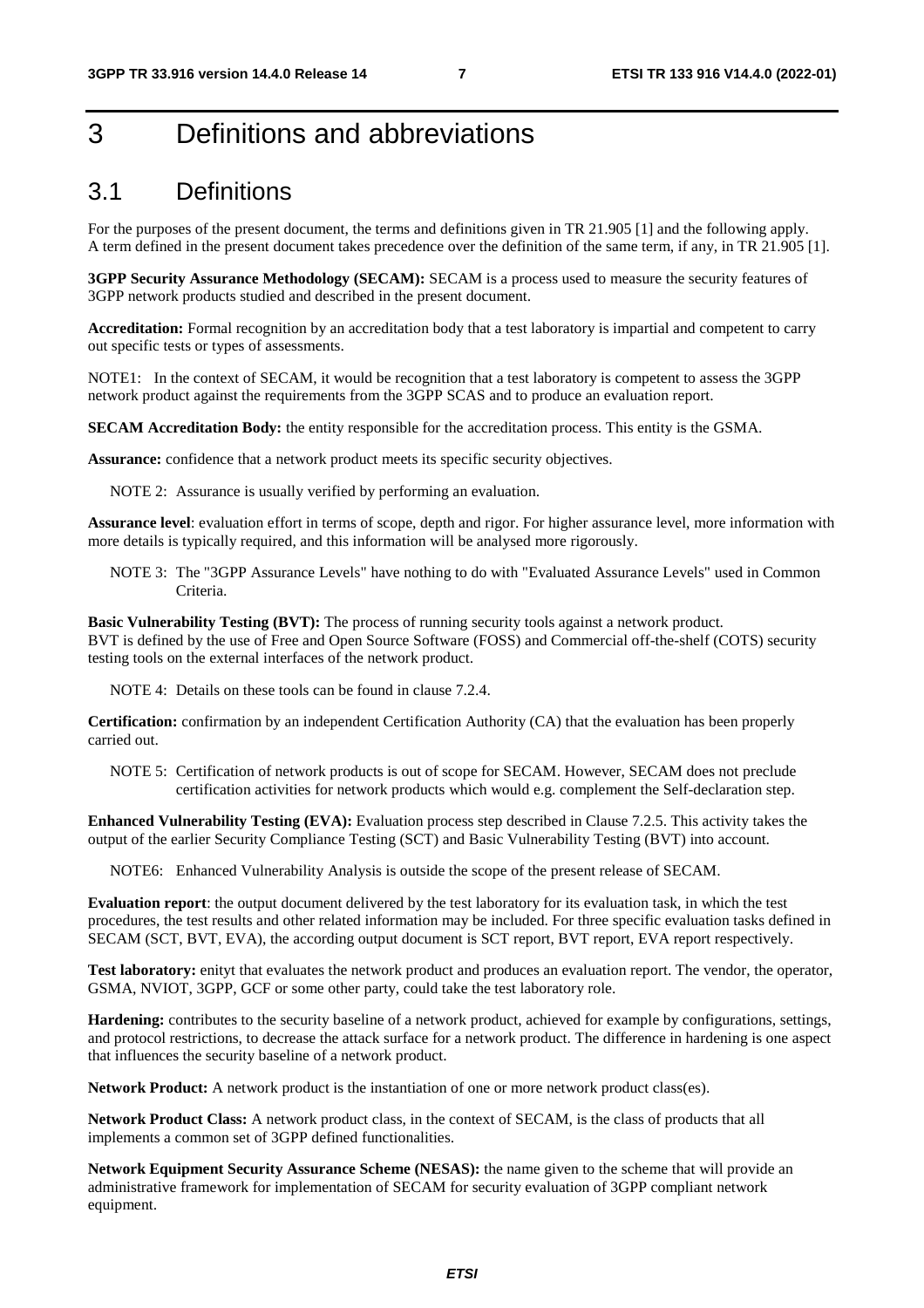# 3 Definitions and abbreviations

## 3.1 Definitions

For the purposes of the present document, the terms and definitions given in TR 21.905 [1] and the following apply. A term defined in the present document takes precedence over the definition of the same term, if any, in TR 21.905 [1].

**3GPP Security Assurance Methodology (SECAM):** SECAM is a process used to measure the security features of 3GPP network products studied and described in the present document.

**Accreditation:** Formal recognition by an accreditation body that a test laboratory is impartial and competent to carry out specific tests or types of assessments.

NOTE1: In the context of SECAM, it would be recognition that a test laboratory is competent to assess the 3GPP network product against the requirements from the 3GPP SCAS and to produce an evaluation report.

**SECAM Accreditation Body:** the entity responsible for the accreditation process. This entity is the GSMA.

**Assurance:** confidence that a network product meets its specific security objectives.

NOTE 2: Assurance is usually verified by performing an evaluation.

**Assurance level**: evaluation effort in terms of scope, depth and rigor. For higher assurance level, more information with more details is typically required, and this information will be analysed more rigorously.

NOTE 3: The "3GPP Assurance Levels" have nothing to do with "Evaluated Assurance Levels" used in Common Criteria.

**Basic Vulnerability Testing (BVT):** The process of running security tools against a network product. BVT is defined by the use of Free and Open Source Software (FOSS) and Commercial off-the-shelf (COTS) security testing tools on the external interfaces of the network product.

NOTE 4: Details on these tools can be found in clause 7.2.4.

**Certification:** confirmation by an independent Certification Authority (CA) that the evaluation has been properly carried out.

NOTE 5: Certification of network products is out of scope for SECAM. However, SECAM does not preclude certification activities for network products which would e.g. complement the Self-declaration step.

**Enhanced Vulnerability Testing (EVA):** Evaluation process step described in Clause 7.2.5. This activity takes the output of the earlier Security Compliance Testing (SCT) and Basic Vulnerability Testing (BVT) into account.

NOTE6: Enhanced Vulnerability Analysis is outside the scope of the present release of SECAM.

**Evaluation report**: the output document delivered by the test laboratory for its evaluation task, in which the test procedures, the test results and other related information may be included. For three specific evaluation tasks defined in SECAM (SCT, BVT, EVA), the according output document is SCT report, BVT report, EVA report respectively.

**Test laboratory:** enityt that evaluates the network product and produces an evaluation report. The vendor, the operator, GSMA, NVIOT, 3GPP, GCF or some other party, could take the test laboratory role.

**Hardening:** contributes to the security baseline of a network product, achieved for example by configurations, settings, and protocol restrictions, to decrease the attack surface for a network product. The difference in hardening is one aspect that influences the security baseline of a network product.

**Network Product:** A network product is the instantiation of one or more network product class(es).

**Network Product Class:** A network product class, in the context of SECAM, is the class of products that all implements a common set of 3GPP defined functionalities.

**Network Equipment Security Assurance Scheme (NESAS):** the name given to the scheme that will provide an administrative framework for implementation of SECAM for security evaluation of 3GPP compliant network equipment.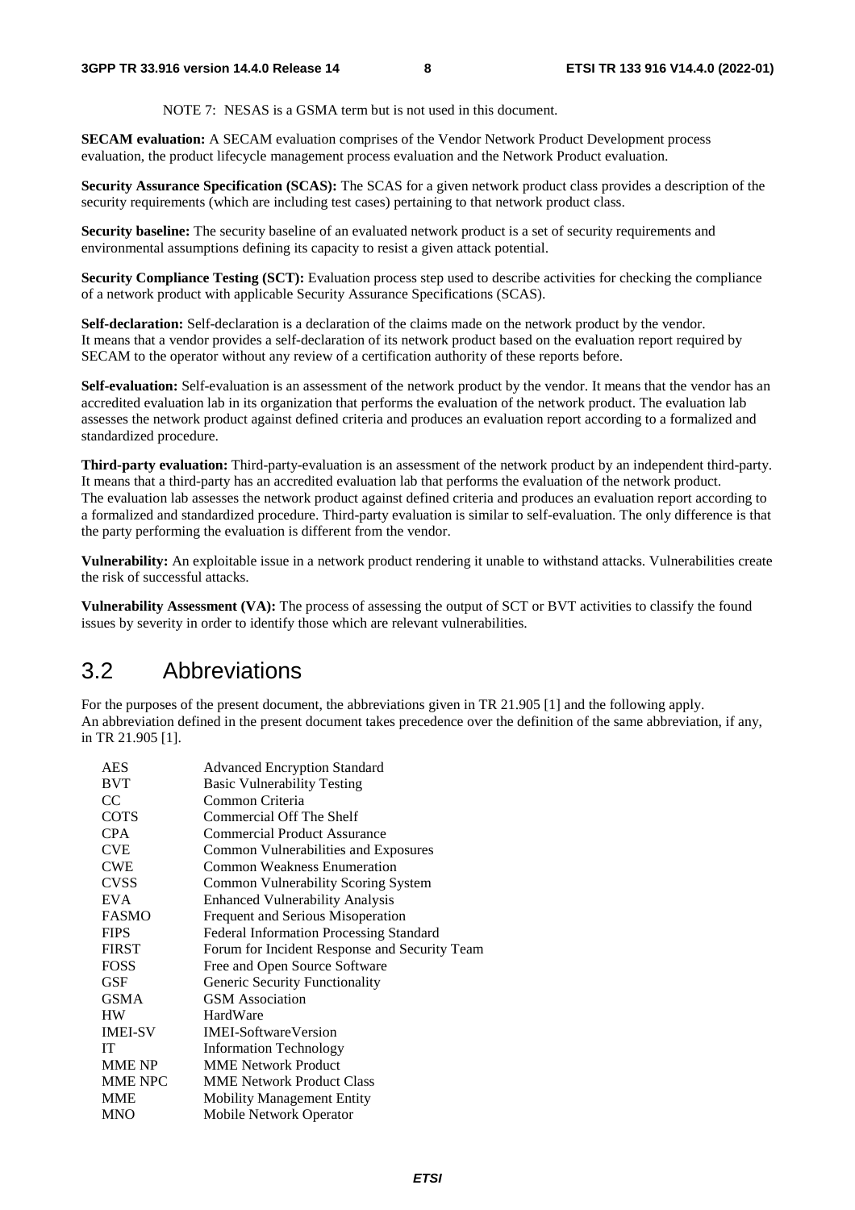NOTE 7: NESAS is a GSMA term but is not used in this document.

**SECAM evaluation:** A SECAM evaluation comprises of the Vendor Network Product Development process evaluation, the product lifecycle management process evaluation and the Network Product evaluation.

**Security Assurance Specification (SCAS):** The SCAS for a given network product class provides a description of the security requirements (which are including test cases) pertaining to that network product class.

**Security baseline:** The security baseline of an evaluated network product is a set of security requirements and environmental assumptions defining its capacity to resist a given attack potential.

**Security Compliance Testing (SCT):** Evaluation process step used to describe activities for checking the compliance of a network product with applicable Security Assurance Specifications (SCAS).

**Self-declaration:** Self-declaration is a declaration of the claims made on the network product by the vendor. It means that a vendor provides a self-declaration of its network product based on the evaluation report required by SECAM to the operator without any review of a certification authority of these reports before.

**Self-evaluation:** Self-evaluation is an assessment of the network product by the vendor. It means that the vendor has an accredited evaluation lab in its organization that performs the evaluation of the network product. The evaluation lab assesses the network product against defined criteria and produces an evaluation report according to a formalized and standardized procedure.

**Third-party evaluation:** Third-party-evaluation is an assessment of the network product by an independent third-party. It means that a third-party has an accredited evaluation lab that performs the evaluation of the network product. The evaluation lab assesses the network product against defined criteria and produces an evaluation report according to a formalized and standardized procedure. Third-party evaluation is similar to self-evaluation. The only difference is that the party performing the evaluation is different from the vendor.

**Vulnerability:** An exploitable issue in a network product rendering it unable to withstand attacks. Vulnerabilities create the risk of successful attacks.

**Vulnerability Assessment (VA):** The process of assessing the output of SCT or BVT activities to classify the found issues by severity in order to identify those which are relevant vulnerabilities.

## 3.2 Abbreviations

For the purposes of the present document, the abbreviations given in TR 21.905 [1] and the following apply. An abbreviation defined in the present document takes precedence over the definition of the same abbreviation, if any, in TR 21.905 [1].

| | |
|---|---|
| AES | Advanced Encryption Standard |
| BVT | Basic Vulnerability Testing |
| CC | Common Criteria |
| COTS | Commercial Off The Shelf |
| CPA | Commercial Product Assurance |
| CVE | Common Vulnerabilities and Exposures |
| CWE | Common Weakness Enumeration |
| CVSS | Common Vulnerability Scoring System |
| EVA | Enhanced Vulnerability Analysis |
| FASMO | Frequent and Serious Misoperation |
| FIPS | Federal Information Processing Standard |
| FIRST | Forum for Incident Response and Security Team |
| FOSS | Free and Open Source Software |
| GSF | Generic Security Functionality |
| GSMA | GSM Association |
| HW | HardWare |
| IMEI-SV | IMEI-SoftwareVersion |
| IT | Information Technology |
| MME NP | MME Network Product |
| MME NPC | MME Network Product Class |
| MME | Mobility Management Entity |
| MNO | Mobile Network Operator |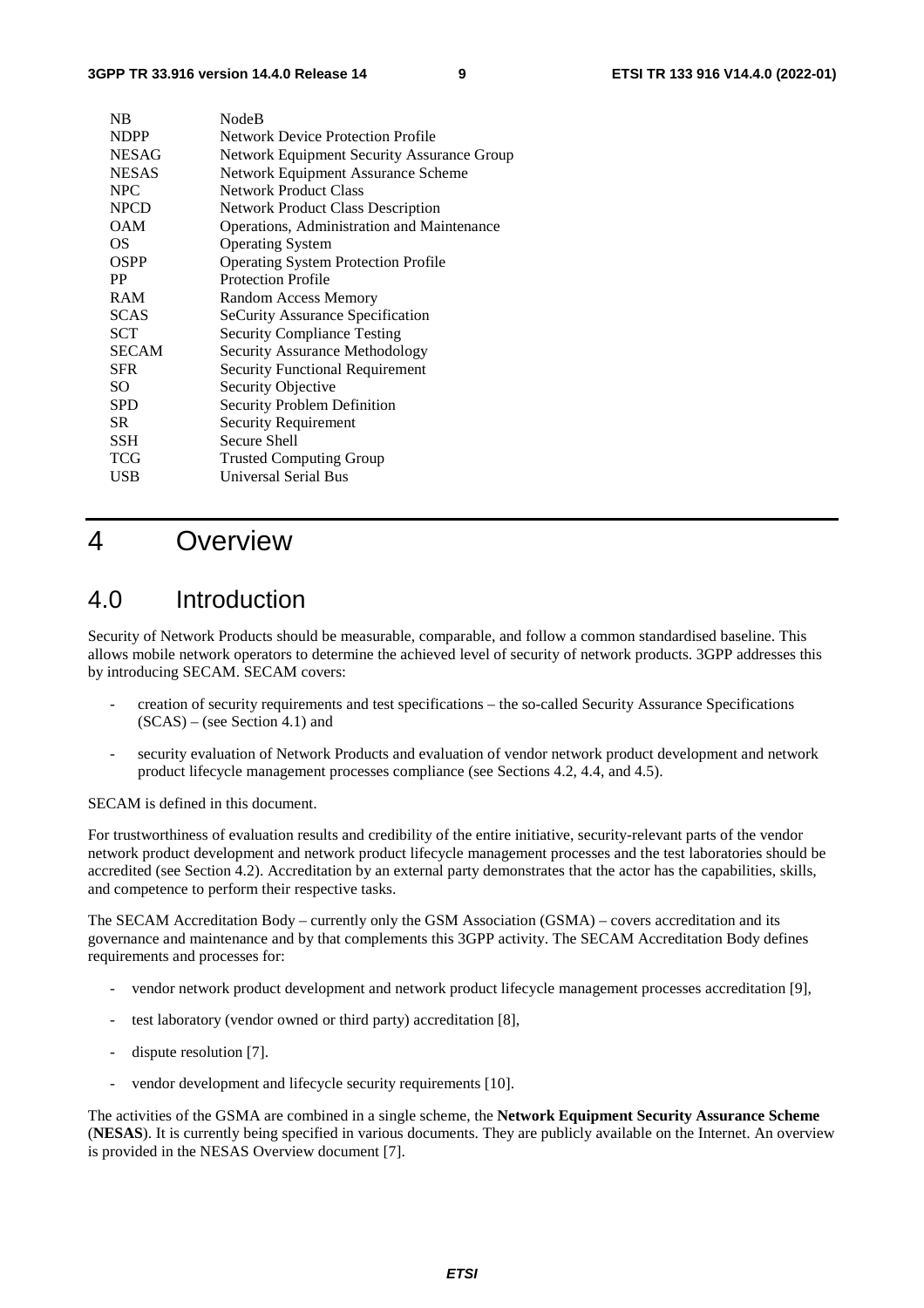| | |
|---|---|
| NB | NodeB |
| NDPP | Network Device Protection Profile |
| NESAG | Network Equipment Security Assurance Group |
| NESAS | Network Equipment Assurance Scheme |
| NPC | Network Product Class |
| NPCD | Network Product Class Description |
| OAM | Operations, Administration and Maintenance |
| OS | Operating System |
| OSPP | Operating System Protection Profile |
| PP | Protection Profile |
| RAM | Random Access Memory |
| SCAS | SeCurity Assurance Specification |
| SCT | Security Compliance Testing |
| SECAM | Security Assurance Methodology |
| SFR | Security Functional Requirement |
| SO | Security Objective |
| SPD | Security Problem Definition |
| SR | Security Requirement |
| SSH | Secure Shell |
| TCG | Trusted Computing Group |
| USB | Universal Serial Bus |

# 4 Overview

## 4.0 Introduction

Security of Network Products should be measurable, comparable, and follow a common standardised baseline. This allows mobile network operators to determine the achieved level of security of network products. 3GPP addresses this by introducing SECAM. SECAM covers:

- creation of security requirements and test specifications – the so-called Security Assurance Specifications (SCAS) – (see Section 4.1) and
- security evaluation of Network Products and evaluation of vendor network product development and network product lifecycle management processes compliance (see Sections 4.2, 4.4, and 4.5).

SECAM is defined in this document.

For trustworthiness of evaluation results and credibility of the entire initiative, security-relevant parts of the vendor network product development and network product lifecycle management processes and the test laboratories should be accredited (see Section 4.2). Accreditation by an external party demonstrates that the actor has the capabilities, skills, and competence to perform their respective tasks.

The SECAM Accreditation Body – currently only the GSM Association (GSMA) – covers accreditation and its governance and maintenance and by that complements this 3GPP activity. The SECAM Accreditation Body defines requirements and processes for:

- vendor network product development and network product lifecycle management processes accreditation [9],
- test laboratory (vendor owned or third party) accreditation [8],
- dispute resolution [7].
- vendor development and lifecycle security requirements [10].

The activities of the GSMA are combined in a single scheme, the **Network Equipment Security Assurance Scheme** (**NESAS**). It is currently being specified in various documents. They are publicly available on the Internet. An overview is provided in the NESAS Overview document [7].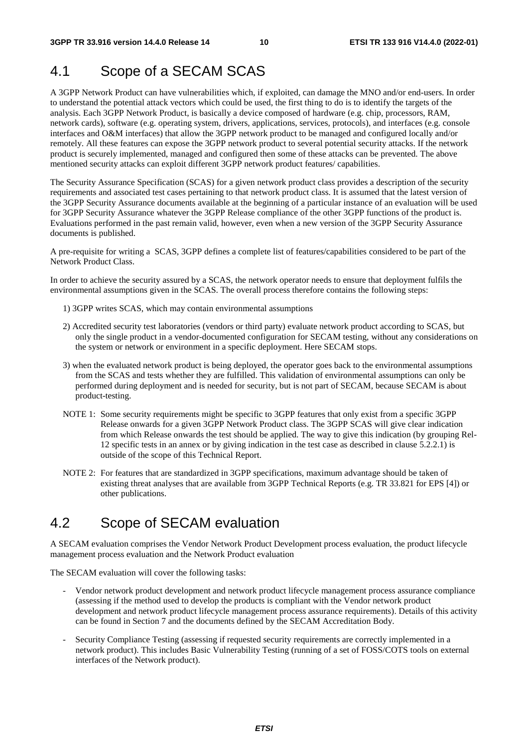## 4.1 Scope of a SECAM SCAS

A 3GPP Network Product can have vulnerabilities which, if exploited, can damage the MNO and/or end-users. In order to understand the potential attack vectors which could be used, the first thing to do is to identify the targets of the analysis. Each 3GPP Network Product, is basically a device composed of hardware (e.g. chip, processors, RAM, network cards), software (e.g. operating system, drivers, applications, services, protocols), and interfaces (e.g. console interfaces and O&M interfaces) that allow the 3GPP network product to be managed and configured locally and/or remotely. All these features can expose the 3GPP network product to several potential security attacks. If the network product is securely implemented, managed and configured then some of these attacks can be prevented. The above mentioned security attacks can exploit different 3GPP network product features/ capabilities.

The Security Assurance Specification (SCAS) for a given network product class provides a description of the security requirements and associated test cases pertaining to that network product class. It is assumed that the latest version of the 3GPP Security Assurance documents available at the beginning of a particular instance of an evaluation will be used for 3GPP Security Assurance whatever the 3GPP Release compliance of the other 3GPP functions of the product is. Evaluations performed in the past remain valid, however, even when a new version of the 3GPP Security Assurance documents is published.

A pre-requisite for writing a SCAS, 3GPP defines a complete list of features/capabilities considered to be part of the Network Product Class.

In order to achieve the security assured by a SCAS, the network operator needs to ensure that deployment fulfils the environmental assumptions given in the SCAS. The overall process therefore contains the following steps:

1) 3GPP writes SCAS, which may contain environmental assumptions

2) Accredited security test laboratories (vendors or third party) evaluate network product according to SCAS, but only the single product in a vendor-documented configuration for SECAM testing, without any considerations on the system or network or environment in a specific deployment. Here SECAM stops.

3) when the evaluated network product is being deployed, the operator goes back to the environmental assumptions from the SCAS and tests whether they are fulfilled. This validation of environmental assumptions can only be performed during deployment and is needed for security, but is not part of SECAM, because SECAM is about product-testing.

NOTE 1: Some security requirements might be specific to 3GPP features that only exist from a specific 3GPP Release onwards for a given 3GPP Network Product class. The 3GPP SCAS will give clear indication from which Release onwards the test should be applied. The way to give this indication (by grouping Rel-12 specific tests in an annex or by giving indication in the test case as described in clause 5.2.2.1) is outside of the scope of this Technical Report.

NOTE 2: For features that are standardized in 3GPP specifications, maximum advantage should be taken of existing threat analyses that are available from 3GPP Technical Reports (e.g. TR 33.821 for EPS [4]) or other publications.

## 4.2 Scope of SECAM evaluation

A SECAM evaluation comprises the Vendor Network Product Development process evaluation, the product lifecycle management process evaluation and the Network Product evaluation

The SECAM evaluation will cover the following tasks:

- Vendor network product development and network product lifecycle management process assurance compliance (assessing if the method used to develop the products is compliant with the Vendor network product development and network product lifecycle management process assurance requirements). Details of this activity can be found in Section 7 and the documents defined by the SECAM Accreditation Body.
- Security Compliance Testing (assessing if requested security requirements are correctly implemented in a network product). This includes Basic Vulnerability Testing (running of a set of FOSS/COTS tools on external interfaces of the Network product).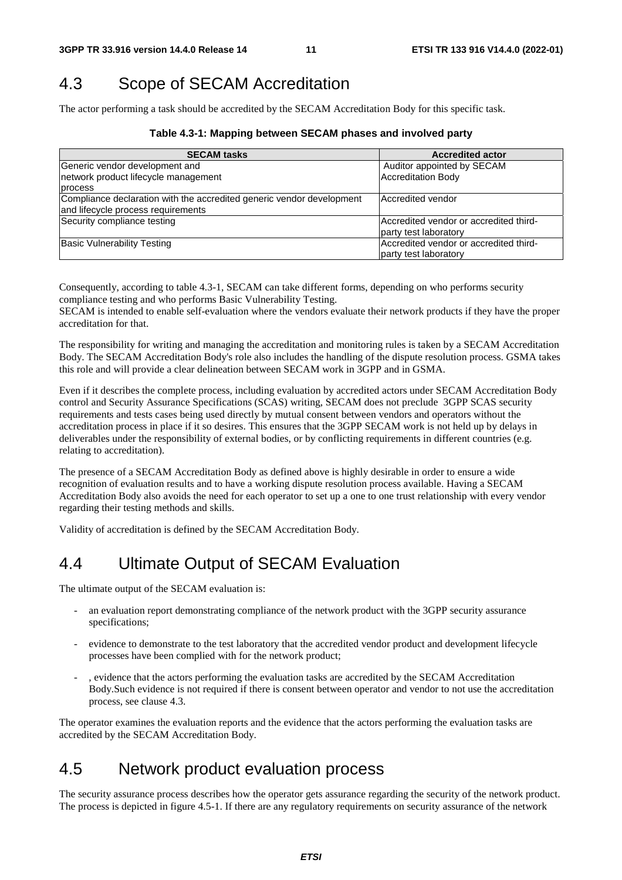## 4.3 Scope of SECAM Accreditation

The actor performing a task should be accredited by the SECAM Accreditation Body for this specific task.

**Table 4.3-1: Mapping between SECAM phases and involved party**

| SECAM tasks | Accredited actor |
|---|---|
| Generic vendor development and network product lifecycle management process | Auditor appointed by SECAM Accreditation Body |
| Compliance declaration with the accredited generic vendor development and lifecycle process requirements | Accredited vendor |
| Security compliance testing | Accredited vendor or accredited third-party test laboratory |
| Basic Vulnerability Testing | Accredited vendor or accredited third-party test laboratory |

Consequently, according to table 4.3-1, SECAM can take different forms, depending on who performs security compliance testing and who performs Basic Vulnerability Testing.
SECAM is intended to enable self-evaluation where the vendors evaluate their network products if they have the proper accreditation for that.

The responsibility for writing and managing the accreditation and monitoring rules is taken by a SECAM Accreditation Body. The SECAM Accreditation Body's role also includes the handling of the dispute resolution process. GSMA takes this role and will provide a clear delineation between SECAM work in 3GPP and in GSMA.

Even if it describes the complete process, including evaluation by accredited actors under SECAM Accreditation Body control and Security Assurance Specifications (SCAS) writing, SECAM does not preclude 3GPP SCAS security requirements and tests cases being used directly by mutual consent between vendors and operators without the accreditation process in place if it so desires. This ensures that the 3GPP SECAM work is not held up by delays in deliverables under the responsibility of external bodies, or by conflicting requirements in different countries (e.g. relating to accreditation).

The presence of a SECAM Accreditation Body as defined above is highly desirable in order to ensure a wide recognition of evaluation results and to have a working dispute resolution process available. Having a SECAM Accreditation Body also avoids the need for each operator to set up a one to one trust relationship with every vendor regarding their testing methods and skills.

Validity of accreditation is defined by the SECAM Accreditation Body.

## 4.4 Ultimate Output of SECAM Evaluation

The ultimate output of the SECAM evaluation is:

- an evaluation report demonstrating compliance of the network product with the 3GPP security assurance specifications;
- evidence to demonstrate to the test laboratory that the accredited vendor product and development lifecycle processes have been complied with for the network product;
- , evidence that the actors performing the evaluation tasks are accredited by the SECAM Accreditation Body.Such evidence is not required if there is consent between operator and vendor to not use the accreditation process, see clause 4.3.

The operator examines the evaluation reports and the evidence that the actors performing the evaluation tasks are accredited by the SECAM Accreditation Body.

## 4.5 Network product evaluation process

The security assurance process describes how the operator gets assurance regarding the security of the network product. The process is depicted in figure 4.5-1. If there are any regulatory requirements on security assurance of the network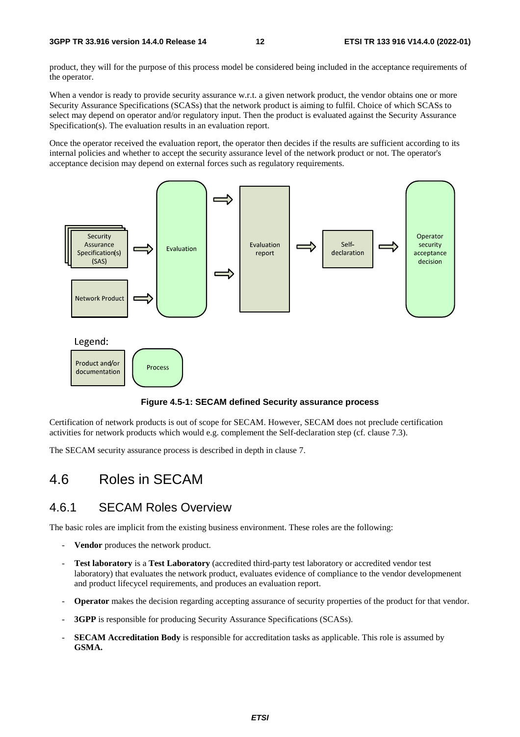product, they will for the purpose of this process model be considered being included in the acceptance requirements of the operator.

When a vendor is ready to provide security assurance w.r.t. a given network product, the vendor obtains one or more Security Assurance Specifications (SCASs) that the network product is aiming to fulfil. Choice of which SCASs to select may depend on operator and/or regulatory input. Then the product is evaluated against the Security Assurance Specification(s). The evaluation results in an evaluation report.

Once the operator received the evaluation report, the operator then decides if the results are sufficient according to its internal policies and whether to accept the security assurance level of the network product or not. The operator's acceptance decision may depend on external forces such as regulatory requirements.

**Figure 4.5-1: SECAM defined Security assurance process**

Certification of network products is out of scope for SECAM. However, SECAM does not preclude certification activities for network products which would e.g. complement the Self-declaration step (cf. clause 7.3).

The SECAM security assurance process is described in depth in clause 7.

# 4.6 Roles in SECAM

## 4.6.1 SECAM Roles Overview

The basic roles are implicit from the existing business environment. These roles are the following:

- **Vendor** produces the network product.
- **Test laboratory** is a **Test Laboratory** (accredited third-party test laboratory or accredited vendor test laboratory) that evaluates the network product, evaluates evidence of compliance to the vendor developmenent and product lifecycel requirements, and produces an evaluation report.
- **Operator** makes the decision regarding accepting assurance of security properties of the product for that vendor.
- **3GPP** is responsible for producing Security Assurance Specifications (SCASs).
- **SECAM Accreditation Body** is responsible for accreditation tasks as applicable. This role is assumed by **GSMA.**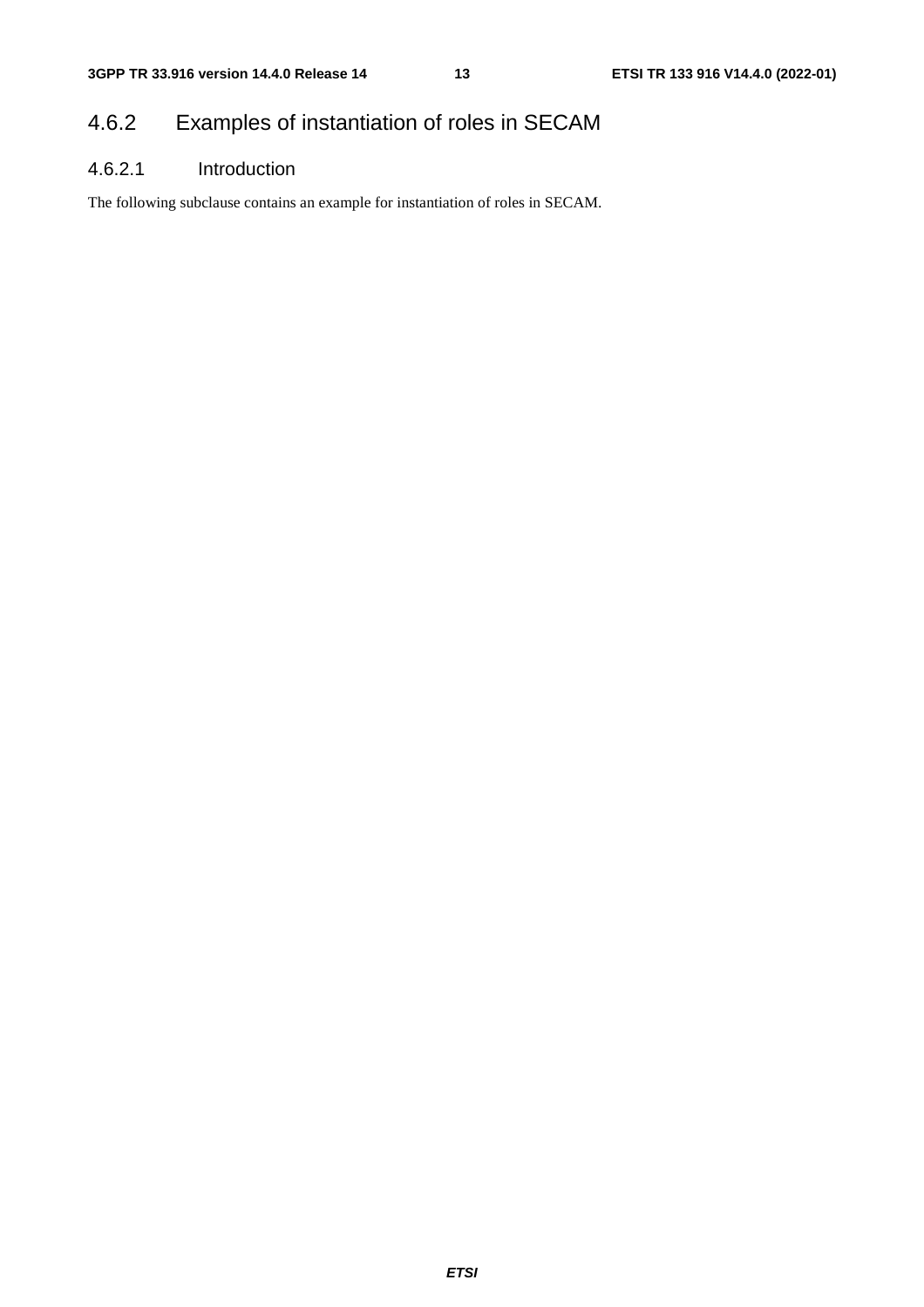### 4.6.2 Examples of instantiation of roles in SECAM

#### 4.6.2.1 Introduction

The following subclause contains an example for instantiation of roles in SECAM.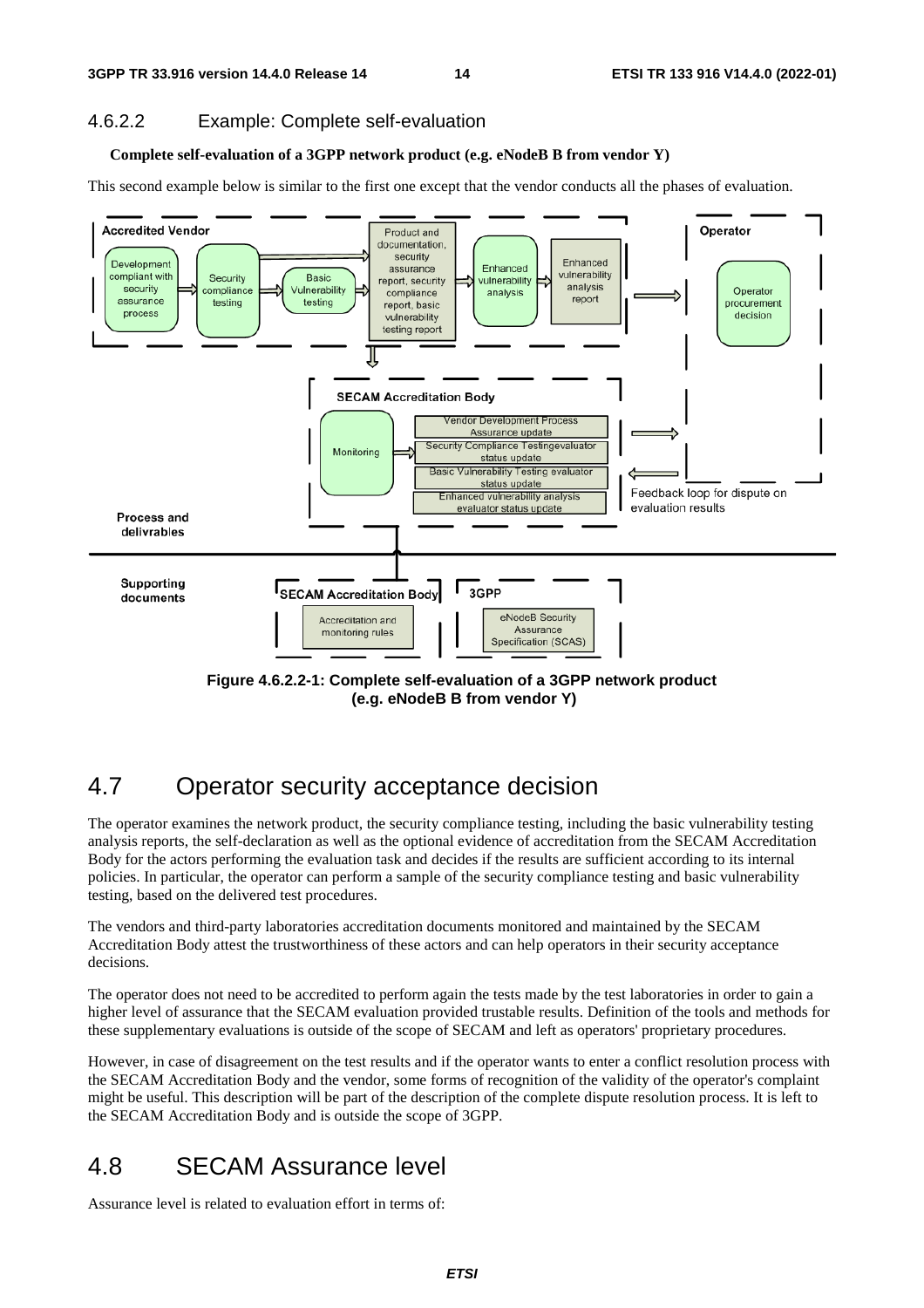### 4.6.2.2 Example: Complete self-evaluation

**Complete self-evaluation of a 3GPP network product (e.g. eNodeB B from vendor Y)**

This second example below is similar to the first one except that the vendor conducts all the phases of evaluation.

**Figure 4.6.2.2-1: Complete self-evaluation of a 3GPP network product (e.g. eNodeB B from vendor Y)**

## 4.7 Operator security acceptance decision

The operator examines the network product, the security compliance testing, including the basic vulnerability testing analysis reports, the self-declaration as well as the optional evidence of accreditation from the SECAM Accreditation Body for the actors performing the evaluation task and decides if the results are sufficient according to its internal policies. In particular, the operator can perform a sample of the security compliance testing and basic vulnerability testing, based on the delivered test procedures.

The vendors and third-party laboratories accreditation documents monitored and maintained by the SECAM Accreditation Body attest the trustworthiness of these actors and can help operators in their security acceptance decisions.

The operator does not need to be accredited to perform again the tests made by the test laboratories in order to gain a higher level of assurance that the SECAM evaluation provided trustable results. Definition of the tools and methods for these supplementary evaluations is outside of the scope of SECAM and left as operators' proprietary procedures.

However, in case of disagreement on the test results and if the operator wants to enter a conflict resolution process with the SECAM Accreditation Body and the vendor, some forms of recognition of the validity of the operator's complaint might be useful. This description will be part of the description of the complete dispute resolution process. It is left to the SECAM Accreditation Body and is outside the scope of 3GPP.

## 4.8 SECAM Assurance level

Assurance level is related to evaluation effort in terms of: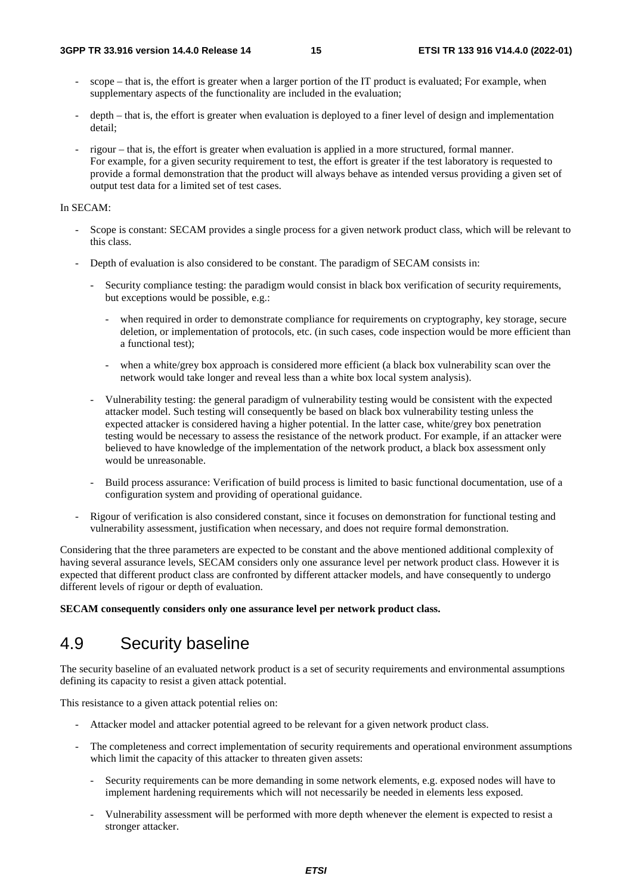- scope – that is, the effort is greater when a larger portion of the IT product is evaluated; For example, when supplementary aspects of the functionality are included in the evaluation;
- depth – that is, the effort is greater when evaluation is deployed to a finer level of design and implementation detail;
- rigour – that is, the effort is greater when evaluation is applied in a more structured, formal manner. For example, for a given security requirement to test, the effort is greater if the test laboratory is requested to provide a formal demonstration that the product will always behave as intended versus providing a given set of output test data for a limited set of test cases.

In SECAM:

- Scope is constant: SECAM provides a single process for a given network product class, which will be relevant to this class.
- Depth of evaluation is also considered to be constant. The paradigm of SECAM consists in:
    - Security compliance testing: the paradigm would consist in black box verification of security requirements, but exceptions would be possible, e.g.:
        - when required in order to demonstrate compliance for requirements on cryptography, key storage, secure deletion, or implementation of protocols, etc. (in such cases, code inspection would be more efficient than a functional test);
        - when a white/grey box approach is considered more efficient (a black box vulnerability scan over the network would take longer and reveal less than a white box local system analysis).
    - Vulnerability testing: the general paradigm of vulnerability testing would be consistent with the expected attacker model. Such testing will consequently be based on black box vulnerability testing unless the expected attacker is considered having a higher potential. In the latter case, white/grey box penetration testing would be necessary to assess the resistance of the network product. For example, if an attacker were believed to have knowledge of the implementation of the network product, a black box assessment only would be unreasonable.
    - Build process assurance: Verification of build process is limited to basic functional documentation, use of a configuration system and providing of operational guidance.
- Rigour of verification is also considered constant, since it focuses on demonstration for functional testing and vulnerability assessment, justification when necessary, and does not require formal demonstration.

Considering that the three parameters are expected to be constant and the above mentioned additional complexity of having several assurance levels, SECAM considers only one assurance level per network product class. However it is expected that different product class are confronted by different attacker models, and have consequently to undergo different levels of rigour or depth of evaluation.

**SECAM consequently considers only one assurance level per network product class.**

## 4.9 Security baseline

The security baseline of an evaluated network product is a set of security requirements and environmental assumptions defining its capacity to resist a given attack potential.

This resistance to a given attack potential relies on:

- Attacker model and attacker potential agreed to be relevant for a given network product class.
- The completeness and correct implementation of security requirements and operational environment assumptions which limit the capacity of this attacker to threaten given assets:
    - Security requirements can be more demanding in some network elements, e.g. exposed nodes will have to implement hardening requirements which will not necessarily be needed in elements less exposed.
    - Vulnerability assessment will be performed with more depth whenever the element is expected to resist a stronger attacker.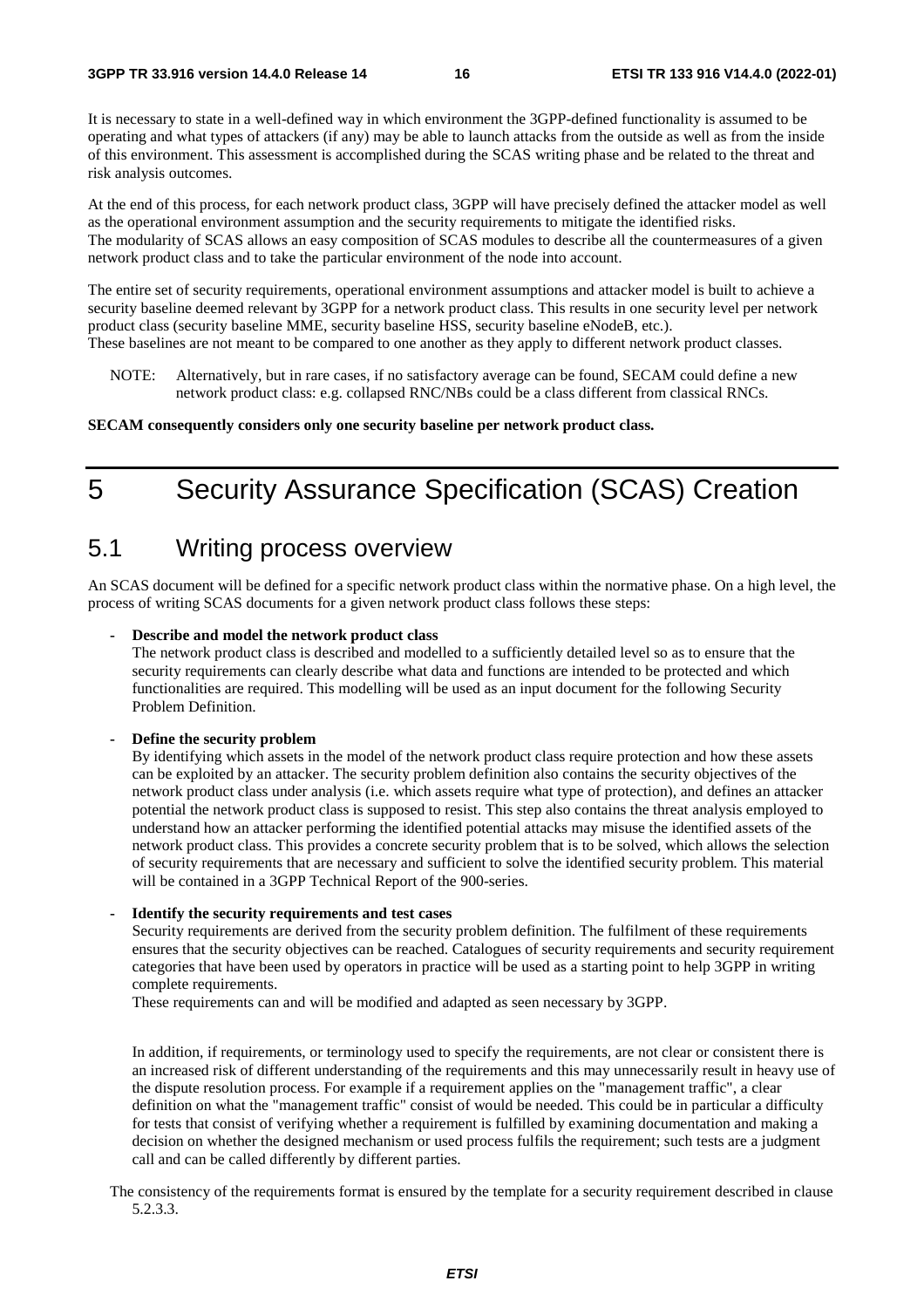It is necessary to state in a well-defined way in which environment the 3GPP-defined functionality is assumed to be operating and what types of attackers (if any) may be able to launch attacks from the outside as well as from the inside of this environment. This assessment is accomplished during the SCAS writing phase and be related to the threat and risk analysis outcomes.

At the end of this process, for each network product class, 3GPP will have precisely defined the attacker model as well as the operational environment assumption and the security requirements to mitigate the identified risks.
The modularity of SCAS allows an easy composition of SCAS modules to describe all the countermeasures of a given network product class and to take the particular environment of the node into account.

The entire set of security requirements, operational environment assumptions and attacker model is built to achieve a security baseline deemed relevant by 3GPP for a network product class. This results in one security level per network product class (security baseline MME, security baseline HSS, security baseline eNodeB, etc.).
These baselines are not meant to be compared to one another as they apply to different network product classes.

NOTE: Alternatively, but in rare cases, if no satisfactory average can be found, SECAM could define a new network product class: e.g. collapsed RNC/NBs could be a class different from classical RNCs.

**SECAM consequently considers only one security baseline per network product class.**

# 5 Security Assurance Specification (SCAS) Creation

## 5.1 Writing process overview

An SCAS document will be defined for a specific network product class within the normative phase. On a high level, the process of writing SCAS documents for a given network product class follows these steps:

- **Describe and model the network product class**
  The network product class is described and modelled to a sufficiently detailed level so as to ensure that the security requirements can clearly describe what data and functions are intended to be protected and which functionalities are required. This modelling will be used as an input document for the following Security Problem Definition.

- **Define the security problem**
  By identifying which assets in the model of the network product class require protection and how these assets can be exploited by an attacker. The security problem definition also contains the security objectives of the network product class under analysis (i.e. which assets require what type of protection), and defines an attacker potential the network product class is supposed to resist. This step also contains the threat analysis employed to understand how an attacker performing the identified potential attacks may misuse the identified assets of the network product class. This provides a concrete security problem that is to be solved, which allows the selection of security requirements that are necessary and sufficient to solve the identified security problem. This material will be contained in a 3GPP Technical Report of the 900-series.

- **Identify the security requirements and test cases**
  Security requirements are derived from the security problem definition. The fulfilment of these requirements ensures that the security objectives can be reached. Catalogues of security requirements and security requirement categories that have been used by operators in practice will be used as a starting point to help 3GPP in writing complete requirements.
  These requirements can and will be modified and adapted as seen necessary by 3GPP.

  In addition, if requirements, or terminology used to specify the requirements, are not clear or consistent there is an increased risk of different understanding of the requirements and this may unnecessarily result in heavy use of the dispute resolution process. For example if a requirement applies on the "management traffic", a clear definition on what the "management traffic" consist of would be needed. This could be in particular a difficulty for tests that consist of verifying whether a requirement is fulfilled by examining documentation and making a decision on whether the designed mechanism or used process fulfils the requirement; such tests are a judgment call and can be called differently by different parties.

The consistency of the requirements format is ensured by the template for a security requirement described in clause 5.2.3.3.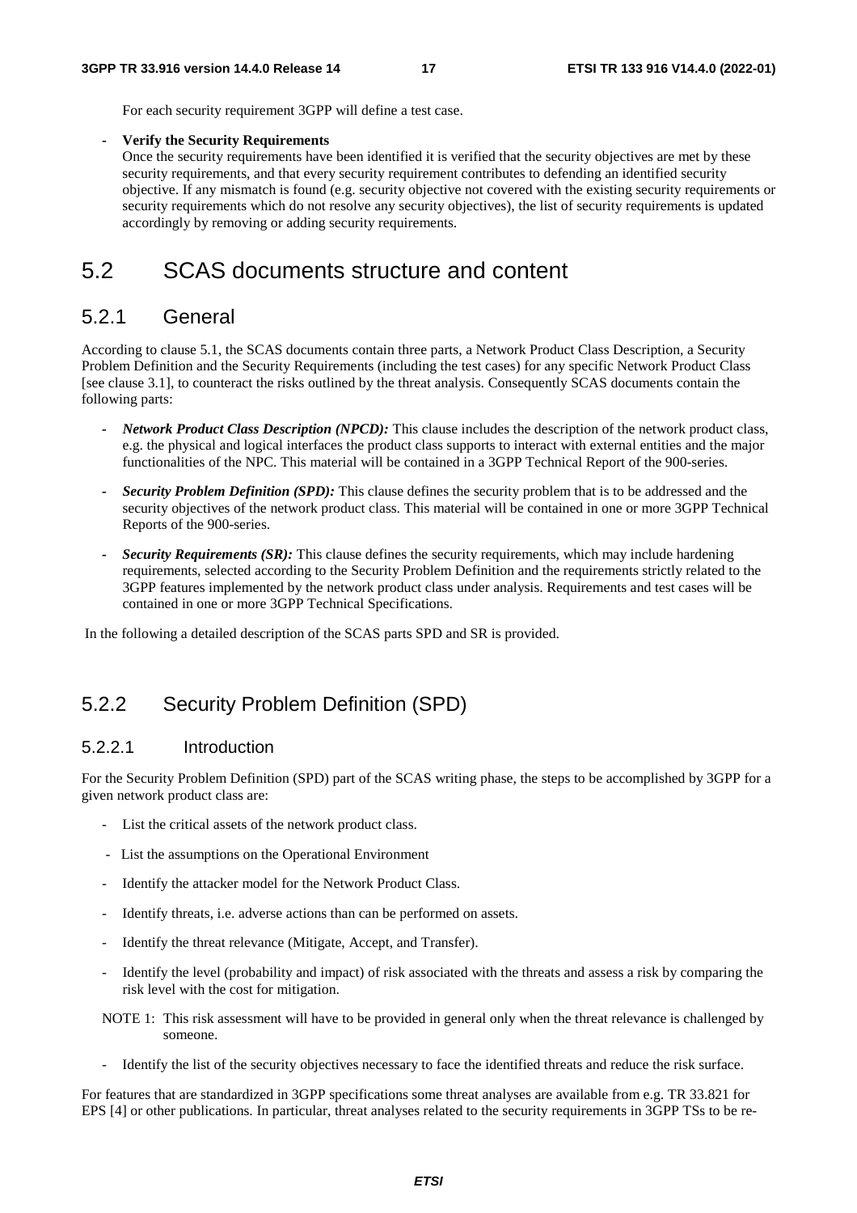For each security requirement 3GPP will define a test case.

- **Verify the Security Requirements**
  Once the security requirements have been identified it is verified that the security objectives are met by these security requirements, and that every security requirement contributes to defending an identified security objective. If any mismatch is found (e.g. security objective not covered with the existing security requirements or security requirements which do not resolve any security objectives), the list of security requirements is updated accordingly by removing or adding security requirements.

# 5.2 SCAS documents structure and content

## 5.2.1 General

According to clause 5.1, the SCAS documents contain three parts, a Network Product Class Description, a Security Problem Definition and the Security Requirements (including the test cases) for any specific Network Product Class [see clause 3.1], to counteract the risks outlined by the threat analysis. Consequently SCAS documents contain the following parts:

- ***Network Product Class Description (NPCD):*** This clause includes the description of the network product class, e.g. the physical and logical interfaces the product class supports to interact with external entities and the major functionalities of the NPC. This material will be contained in a 3GPP Technical Report of the 900-series.
- ***Security Problem Definition (SPD):*** This clause defines the security problem that is to be addressed and the security objectives of the network product class. This material will be contained in one or more 3GPP Technical Reports of the 900-series.
- ***Security Requirements (SR):*** This clause defines the security requirements, which may include hardening requirements, selected according to the Security Problem Definition and the requirements strictly related to the 3GPP features implemented by the network product class under analysis. Requirements and test cases will be contained in one or more 3GPP Technical Specifications.

In the following a detailed description of the SCAS parts SPD and SR is provided.

## 5.2.2 Security Problem Definition (SPD)

### 5.2.2.1 Introduction

For the Security Problem Definition (SPD) part of the SCAS writing phase, the steps to be accomplished by 3GPP for a given network product class are:

- List the critical assets of the network product class.
- List the assumptions on the Operational Environment
- Identify the attacker model for the Network Product Class.
- Identify threats, i.e. adverse actions than can be performed on assets.
- Identify the threat relevance (Mitigate, Accept, and Transfer).
- Identify the level (probability and impact) of risk associated with the threats and assess a risk by comparing the risk level with the cost for mitigation.

NOTE 1: This risk assessment will have to be provided in general only when the threat relevance is challenged by someone.

- Identify the list of the security objectives necessary to face the identified threats and reduce the risk surface.

For features that are standardized in 3GPP specifications some threat analyses are available from e.g. TR 33.821 for EPS [4] or other publications. In particular, threat analyses related to the security requirements in 3GPP TSs to be re-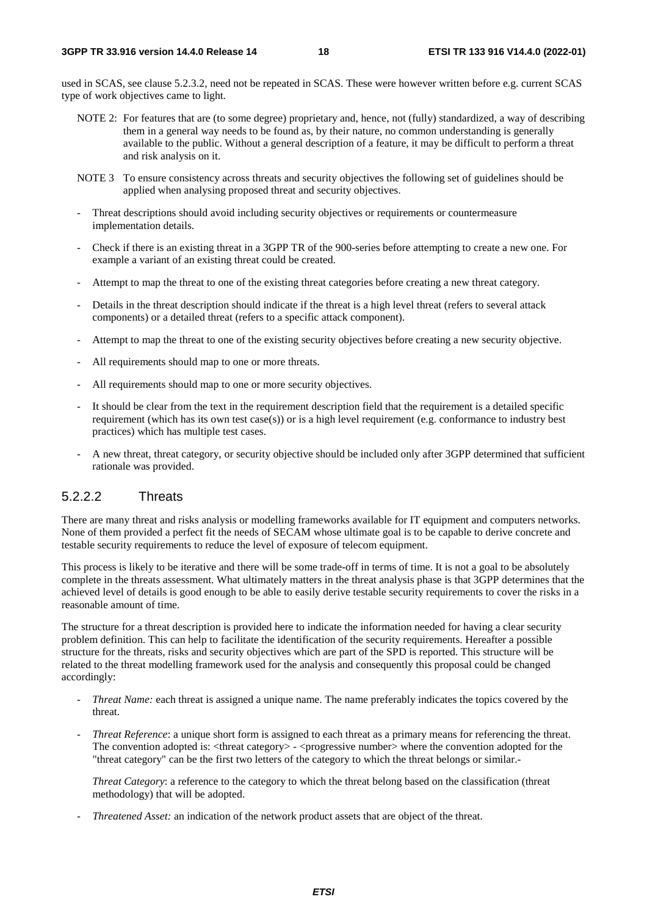used in SCAS, see clause 5.2.3.2, need not be repeated in SCAS. These were however written before e.g. current SCAS type of work objectives came to light.

NOTE 2: For features that are (to some degree) proprietary and, hence, not (fully) standardized, a way of describing them in a general way needs to be found as, by their nature, no common understanding is generally available to the public. Without a general description of a feature, it may be difficult to perform a threat and risk analysis on it.

NOTE 3 To ensure consistency across threats and security objectives the following set of guidelines should be applied when analysing proposed threat and security objectives.

- Threat descriptions should avoid including security objectives or requirements or countermeasure implementation details.
- Check if there is an existing threat in a 3GPP TR of the 900-series before attempting to create a new one. For example a variant of an existing threat could be created.
- Attempt to map the threat to one of the existing threat categories before creating a new threat category.
- Details in the threat description should indicate if the threat is a high level threat (refers to several attack components) or a detailed threat (refers to a specific attack component).
- Attempt to map the threat to one of the existing security objectives before creating a new security objective.
- All requirements should map to one or more threats.
- All requirements should map to one or more security objectives.
- It should be clear from the text in the requirement description field that the requirement is a detailed specific requirement (which has its own test case(s)) or is a high level requirement (e.g. conformance to industry best practices) which has multiple test cases.
- A new threat, threat category, or security objective should be included only after 3GPP determined that sufficient rationale was provided.

### 5.2.2.2 Threats

There are many threat and risks analysis or modelling frameworks available for IT equipment and computers networks. None of them provided a perfect fit the needs of SECAM whose ultimate goal is to be capable to derive concrete and testable security requirements to reduce the level of exposure of telecom equipment.

This process is likely to be iterative and there will be some trade-off in terms of time. It is not a goal to be absolutely complete in the threats assessment. What ultimately matters in the threat analysis phase is that 3GPP determines that the achieved level of details is good enough to be able to easily derive testable security requirements to cover the risks in a reasonable amount of time.

The structure for a threat description is provided here to indicate the information needed for having a clear security problem definition. This can help to facilitate the identification of the security requirements. Hereafter a possible structure for the threats, risks and security objectives which are part of the SPD is reported. This structure will be related to the threat modelling framework used for the analysis and consequently this proposal could be changed accordingly:

- *Threat Name:* each threat is assigned a unique name. The name preferably indicates the topics covered by the threat.
- *Threat Reference*: a unique short form is assigned to each threat as a primary means for referencing the threat. The convention adopted is: <threat category> - <progressive number> where the convention adopted for the "threat category" can be the first two letters of the category to which the threat belongs or similar.-

  *Threat Category*: a reference to the category to which the threat belong based on the classification (threat methodology) that will be adopted.
- *Threatened Asset:* an indication of the network product assets that are object of the threat.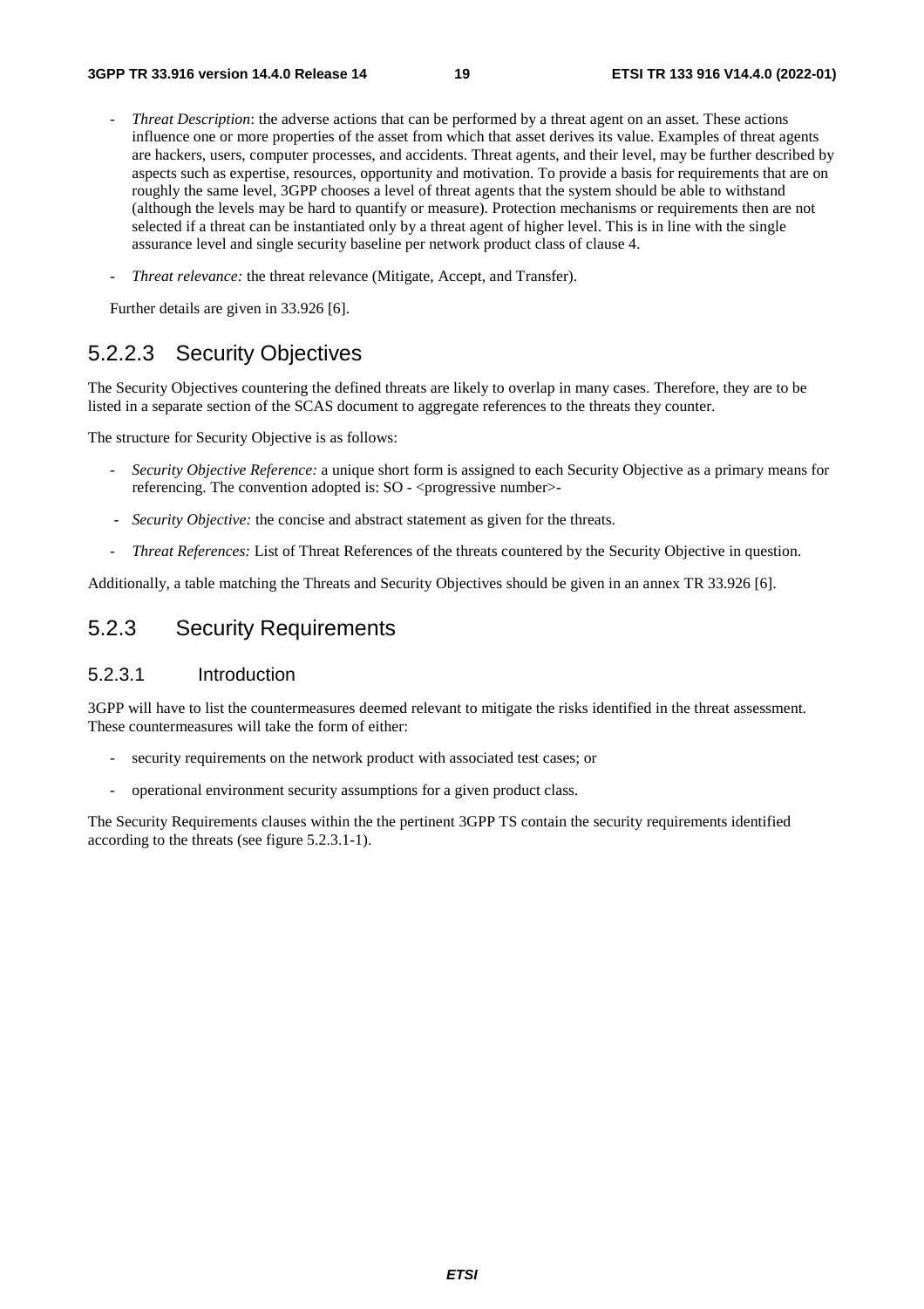- *Threat Description*: the adverse actions that can be performed by a threat agent on an asset. These actions influence one or more properties of the asset from which that asset derives its value. Examples of threat agents are hackers, users, computer processes, and accidents. Threat agents, and their level, may be further described by aspects such as expertise, resources, opportunity and motivation. To provide a basis for requirements that are on roughly the same level, 3GPP chooses a level of threat agents that the system should be able to withstand (although the levels may be hard to quantify or measure). Protection mechanisms or requirements then are not selected if a threat can be instantiated only by a threat agent of higher level. This is in line with the single assurance level and single security baseline per network product class of clause 4.
- *Threat relevance:* the threat relevance (Mitigate, Accept, and Transfer).

Further details are given in 33.926 [6].

### 5.2.2.3 Security Objectives

The Security Objectives countering the defined threats are likely to overlap in many cases. Therefore, they are to be listed in a separate section of the SCAS document to aggregate references to the threats they counter.

The structure for Security Objective is as follows:

- *Security Objective Reference:* a unique short form is assigned to each Security Objective as a primary means for referencing. The convention adopted is: SO - <progressive number>-
- *Security Objective:* the concise and abstract statement as given for the threats.
- *Threat References:* List of Threat References of the threats countered by the Security Objective in question.

Additionally, a table matching the Threats and Security Objectives should be given in an annex TR 33.926 [6].

## 5.2.3 Security Requirements

### 5.2.3.1 Introduction

3GPP will have to list the countermeasures deemed relevant to mitigate the risks identified in the threat assessment. These countermeasures will take the form of either:

- security requirements on the network product with associated test cases; or
- operational environment security assumptions for a given product class.

The Security Requirements clauses within the the pertinent 3GPP TS contain the security requirements identified according to the threats (see figure 5.2.3.1-1).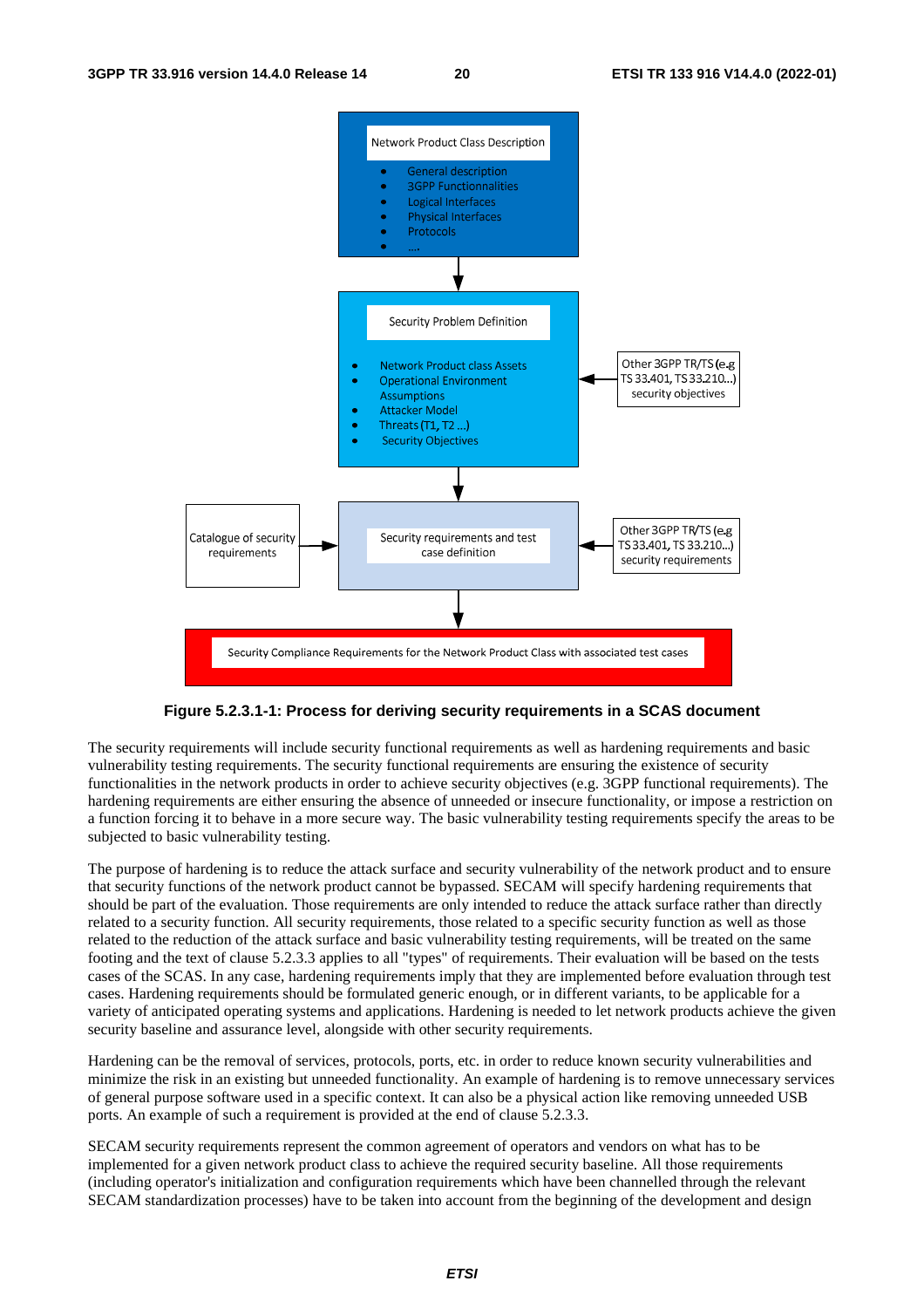Figure 5.2.3.1-1: Process for deriving security requirements in a SCAS document

The security requirements will include security functional requirements as well as hardening requirements and basic vulnerability testing requirements. The security functional requirements are ensuring the existence of security functionalities in the network products in order to achieve security objectives (e.g. 3GPP functional requirements). The hardening requirements are either ensuring the absence of unneeded or insecure functionality, or impose a restriction on a function forcing it to behave in a more secure way. The basic vulnerability testing requirements specify the areas to be subjected to basic vulnerability testing.

The purpose of hardening is to reduce the attack surface and security vulnerability of the network product and to ensure that security functions of the network product cannot be bypassed. SECAM will specify hardening requirements that should be part of the evaluation. Those requirements are only intended to reduce the attack surface rather than directly related to a security function. All security requirements, those related to a specific security function as well as those related to the reduction of the attack surface and basic vulnerability testing requirements, will be treated on the same footing and the text of clause 5.2.3.3 applies to all "types" of requirements. Their evaluation will be based on the tests cases of the SCAS. In any case, hardening requirements imply that they are implemented before evaluation through test cases. Hardening requirements should be formulated generic enough, or in different variants, to be applicable for a variety of anticipated operating systems and applications. Hardening is needed to let network products achieve the given security baseline and assurance level, alongside with other security requirements.

Hardening can be the removal of services, protocols, ports, etc. in order to reduce known security vulnerabilities and minimize the risk in an existing but unneeded functionality. An example of hardening is to remove unnecessary services of general purpose software used in a specific context. It can also be a physical action like removing unneeded USB ports. An example of such a requirement is provided at the end of clause 5.2.3.3.

SECAM security requirements represent the common agreement of operators and vendors on what has to be implemented for a given network product class to achieve the required security baseline. All those requirements (including operator's initialization and configuration requirements which have been channelled through the relevant SECAM standardization processes) have to be taken into account from the beginning of the development and design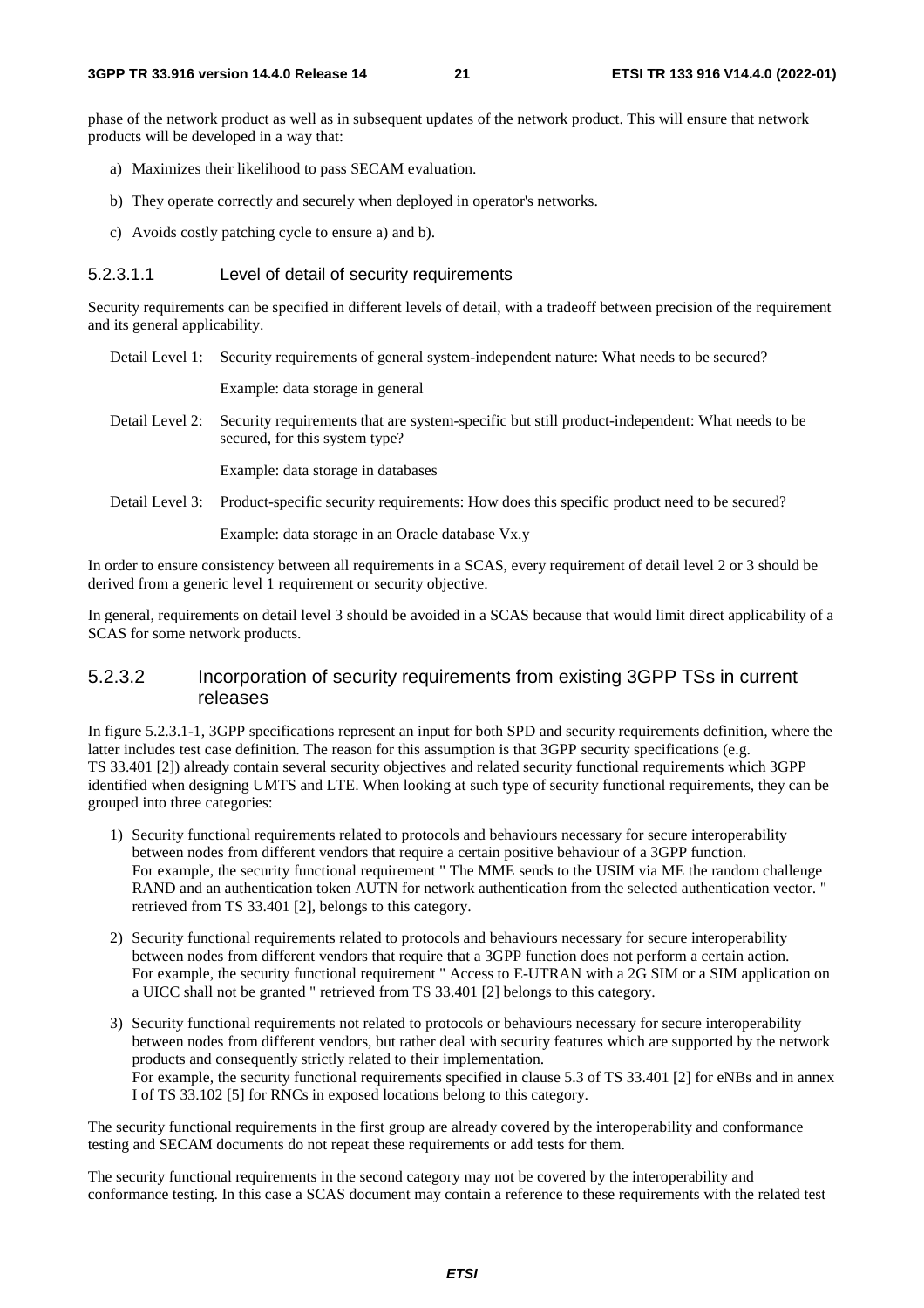phase of the network product as well as in subsequent updates of the network product. This will ensure that network products will be developed in a way that:

a) Maximizes their likelihood to pass SECAM evaluation.

b) They operate correctly and securely when deployed in operator's networks.

c) Avoids costly patching cycle to ensure a) and b).

#### 5.2.3.1.1 Level of detail of security requirements

Security requirements can be specified in different levels of detail, with a tradeoff between precision of the requirement and its general applicability.

Detail Level 1: Security requirements of general system-independent nature: What needs to be secured?

Example: data storage in general

Detail Level 2: Security requirements that are system-specific but still product-independent: What needs to be secured, for this system type?

Example: data storage in databases

Detail Level 3: Product-specific security requirements: How does this specific product need to be secured?

Example: data storage in an Oracle database Vx.y

In order to ensure consistency between all requirements in a SCAS, every requirement of detail level 2 or 3 should be derived from a generic level 1 requirement or security objective.

In general, requirements on detail level 3 should be avoided in a SCAS because that would limit direct applicability of a SCAS for some network products.

### 5.2.3.2 Incorporation of security requirements from existing 3GPP TSs in current releases

In figure 5.2.3.1-1, 3GPP specifications represent an input for both SPD and security requirements definition, where the latter includes test case definition. The reason for this assumption is that 3GPP security specifications (e.g. TS 33.401 [2]) already contain several security objectives and related security functional requirements which 3GPP identified when designing UMTS and LTE. When looking at such type of security functional requirements, they can be grouped into three categories:

1) Security functional requirements related to protocols and behaviours necessary for secure interoperability between nodes from different vendors that require a certain positive behaviour of a 3GPP function.
   For example, the security functional requirement " The MME sends to the USIM via ME the random challenge RAND and an authentication token AUTN for network authentication from the selected authentication vector. " retrieved from TS 33.401 [2], belongs to this category.

2) Security functional requirements related to protocols and behaviours necessary for secure interoperability between nodes from different vendors that require that a 3GPP function does not perform a certain action.
   For example, the security functional requirement " Access to E-UTRAN with a 2G SIM or a SIM application on a UICC shall not be granted " retrieved from TS 33.401 [2] belongs to this category.

3) Security functional requirements not related to protocols or behaviours necessary for secure interoperability between nodes from different vendors, but rather deal with security features which are supported by the network products and consequently strictly related to their implementation.
   For example, the security functional requirements specified in clause 5.3 of TS 33.401 [2] for eNBs and in annex I of TS 33.102 [5] for RNCs in exposed locations belong to this category.

The security functional requirements in the first group are already covered by the interoperability and conformance testing and SECAM documents do not repeat these requirements or add tests for them.

The security functional requirements in the second category may not be covered by the interoperability and conformance testing. In this case a SCAS document may contain a reference to these requirements with the related test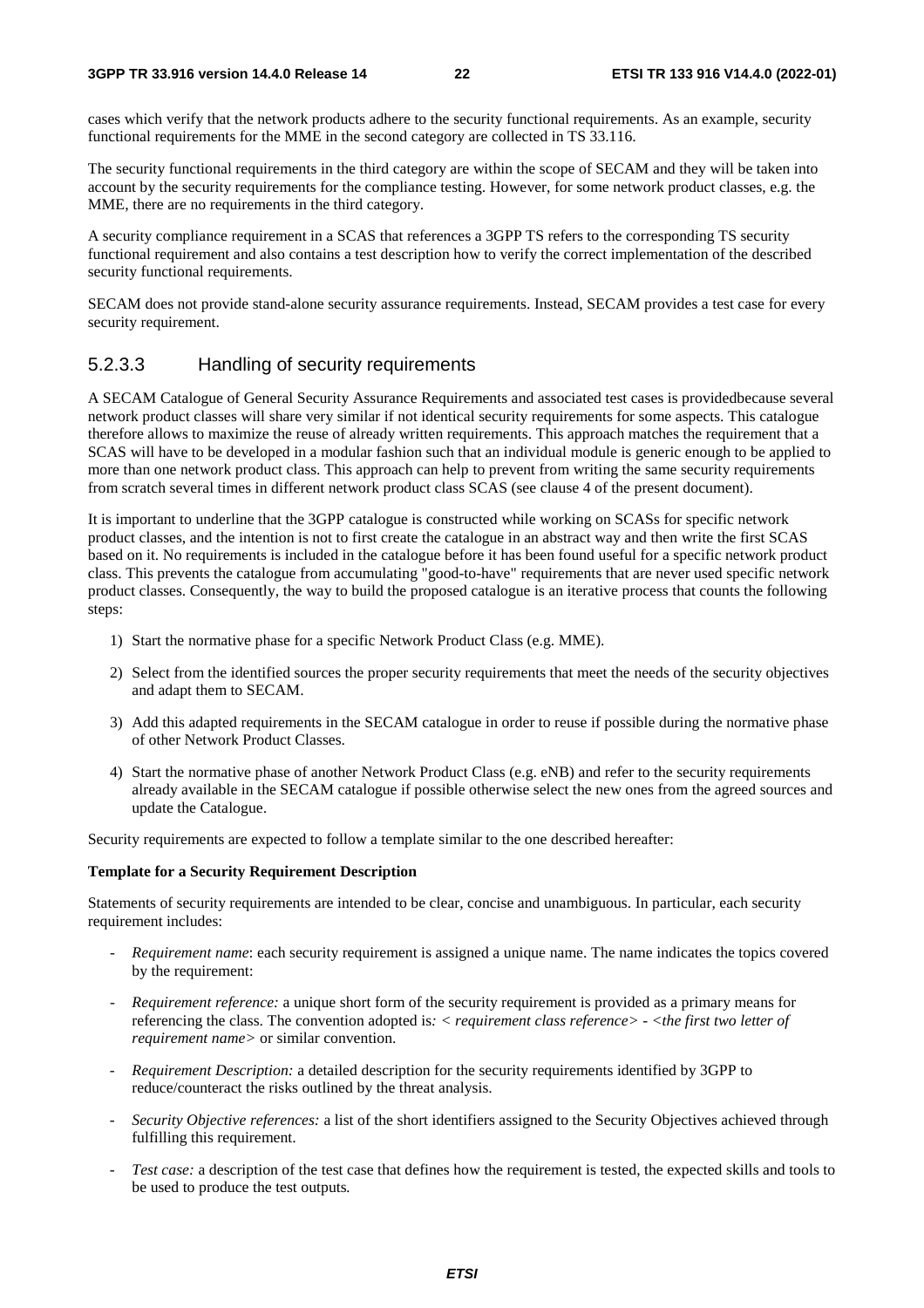cases which verify that the network products adhere to the security functional requirements. As an example, security functional requirements for the MME in the second category are collected in TS 33.116.

The security functional requirements in the third category are within the scope of SECAM and they will be taken into account by the security requirements for the compliance testing. However, for some network product classes, e.g. the MME, there are no requirements in the third category.

A security compliance requirement in a SCAS that references a 3GPP TS refers to the corresponding TS security functional requirement and also contains a test description how to verify the correct implementation of the described security functional requirements.

SECAM does not provide stand-alone security assurance requirements. Instead, SECAM provides a test case for every security requirement.

#### 5.2.3.3 Handling of security requirements

A SECAM Catalogue of General Security Assurance Requirements and associated test cases is providedbecause several network product classes will share very similar if not identical security requirements for some aspects. This catalogue therefore allows to maximize the reuse of already written requirements. This approach matches the requirement that a SCAS will have to be developed in a modular fashion such that an individual module is generic enough to be applied to more than one network product class. This approach can help to prevent from writing the same security requirements from scratch several times in different network product class SCAS (see clause 4 of the present document).

It is important to underline that the 3GPP catalogue is constructed while working on SCASs for specific network product classes, and the intention is not to first create the catalogue in an abstract way and then write the first SCAS based on it. No requirements is included in the catalogue before it has been found useful for a specific network product class. This prevents the catalogue from accumulating "good-to-have" requirements that are never used specific network product classes. Consequently, the way to build the proposed catalogue is an iterative process that counts the following steps:

1) Start the normative phase for a specific Network Product Class (e.g. MME).
2) Select from the identified sources the proper security requirements that meet the needs of the security objectives and adapt them to SECAM.
3) Add this adapted requirements in the SECAM catalogue in order to reuse if possible during the normative phase of other Network Product Classes.
4) Start the normative phase of another Network Product Class (e.g. eNB) and refer to the security requirements already available in the SECAM catalogue if possible otherwise select the new ones from the agreed sources and update the Catalogue.

Security requirements are expected to follow a template similar to the one described hereafter:

**Template for a Security Requirement Description**

Statements of security requirements are intended to be clear, concise and unambiguous. In particular, each security requirement includes:

- *Requirement name*: each security requirement is assigned a unique name. The name indicates the topics covered by the requirement:
- *Requirement reference:* a unique short form of the security requirement is provided as a primary means for referencing the class. The convention adopted is*: < requirement class reference> - <the first two letter of requirement name>* or similar convention.
- *Requirement Description:* a detailed description for the security requirements identified by 3GPP to reduce/counteract the risks outlined by the threat analysis.
- *Security Objective references:* a list of the short identifiers assigned to the Security Objectives achieved through fulfilling this requirement.
- *Test case:* a description of the test case that defines how the requirement is tested, the expected skills and tools to be used to produce the test outputs.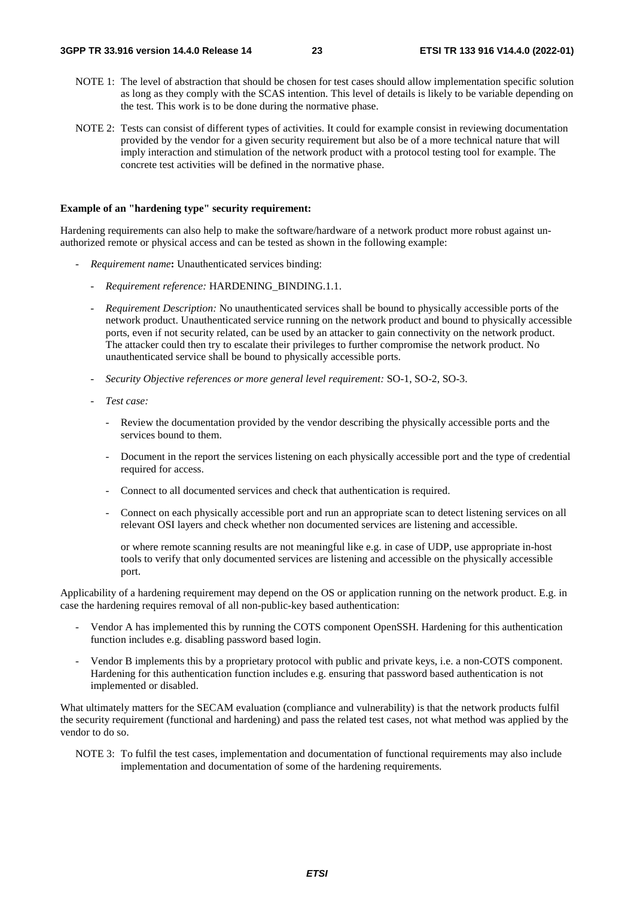NOTE 1: The level of abstraction that should be chosen for test cases should allow implementation specific solution as long as they comply with the SCAS intention. This level of details is likely to be variable depending on the test. This work is to be done during the normative phase.

NOTE 2: Tests can consist of different types of activities. It could for example consist in reviewing documentation provided by the vendor for a given security requirement but also be of a more technical nature that will imply interaction and stimulation of the network product with a protocol testing tool for example. The concrete test activities will be defined in the normative phase.

**Example of an "hardening type" security requirement:**

Hardening requirements can also help to make the software/hardware of a network product more robust against un-authorized remote or physical access and can be tested as shown in the following example:

- *Requirement name***:** Unauthenticated services binding:
  - *Requirement reference:* HARDENING_BINDING.1.1.
  - *Requirement Description:* No unauthenticated services shall be bound to physically accessible ports of the network product. Unauthenticated service running on the network product and bound to physically accessible ports, even if not security related, can be used by an attacker to gain connectivity on the network product. The attacker could then try to escalate their privileges to further compromise the network product. No unauthenticated service shall be bound to physically accessible ports.
  - *Security Objective references or more general level requirement:* SO-1, SO-2, SO-3.
  - *Test case:*
    - Review the documentation provided by the vendor describing the physically accessible ports and the services bound to them.
    - Document in the report the services listening on each physically accessible port and the type of credential required for access.
    - Connect to all documented services and check that authentication is required.
    - Connect on each physically accessible port and run an appropriate scan to detect listening services on all relevant OSI layers and check whether non documented services are listening and accessible.

      or where remote scanning results are not meaningful like e.g. in case of UDP, use appropriate in-host tools to verify that only documented services are listening and accessible on the physically accessible port.

Applicability of a hardening requirement may depend on the OS or application running on the network product. E.g. in case the hardening requires removal of all non-public-key based authentication:

- Vendor A has implemented this by running the COTS component OpenSSH. Hardening for this authentication function includes e.g. disabling password based login.
- Vendor B implements this by a proprietary protocol with public and private keys, i.e. a non-COTS component. Hardening for this authentication function includes e.g. ensuring that password based authentication is not implemented or disabled.

What ultimately matters for the SECAM evaluation (compliance and vulnerability) is that the network products fulfil the security requirement (functional and hardening) and pass the related test cases, not what method was applied by the vendor to do so.

NOTE 3: To fulfil the test cases, implementation and documentation of functional requirements may also include implementation and documentation of some of the hardening requirements.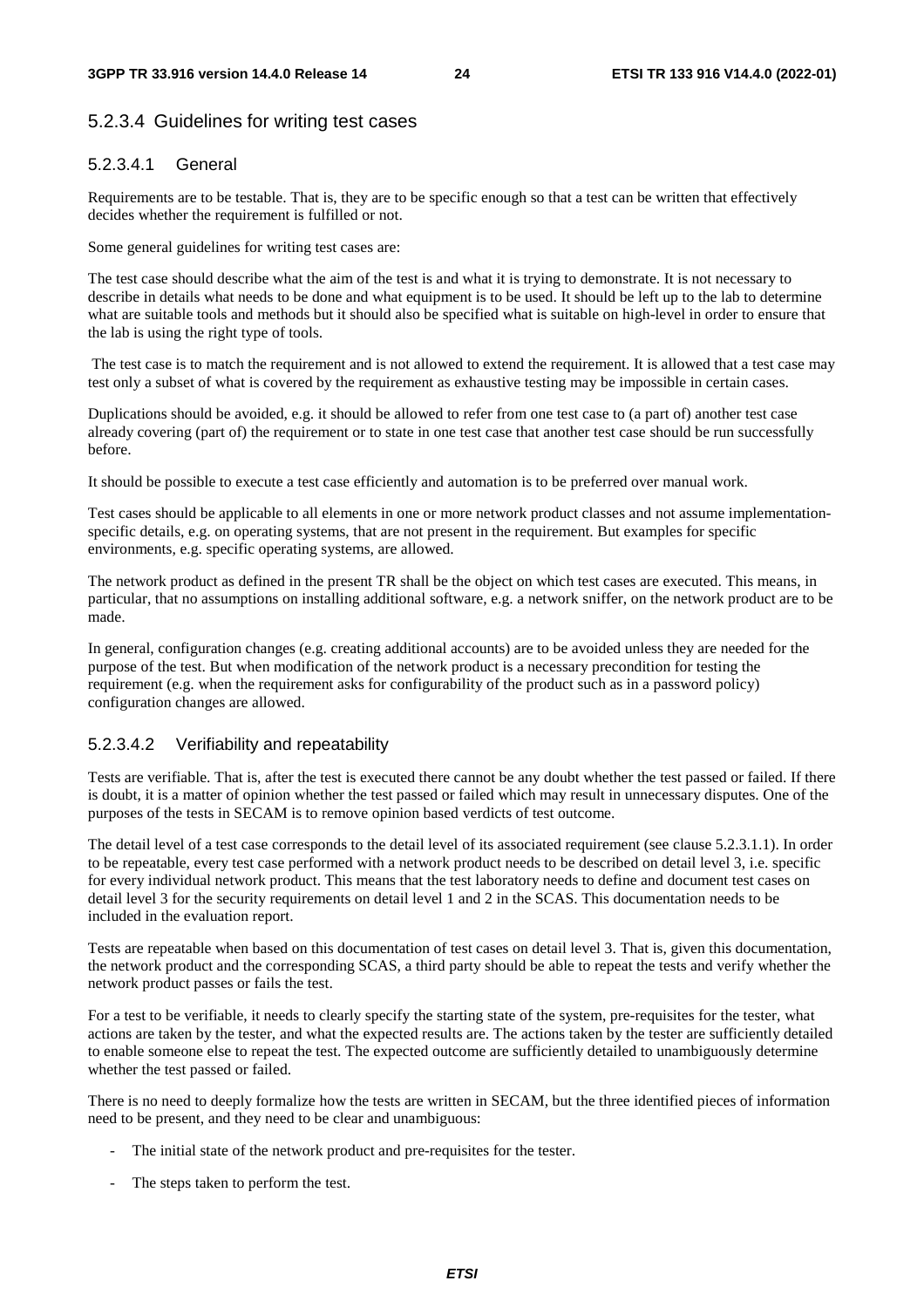### 5.2.3.4 Guidelines for writing test cases

#### 5.2.3.4.1 General

Requirements are to be testable. That is, they are to be specific enough so that a test can be written that effectively decides whether the requirement is fulfilled or not.

Some general guidelines for writing test cases are:

The test case should describe what the aim of the test is and what it is trying to demonstrate. It is not necessary to describe in details what needs to be done and what equipment is to be used. It should be left up to the lab to determine what are suitable tools and methods but it should also be specified what is suitable on high-level in order to ensure that the lab is using the right type of tools.

The test case is to match the requirement and is not allowed to extend the requirement. It is allowed that a test case may test only a subset of what is covered by the requirement as exhaustive testing may be impossible in certain cases.

Duplications should be avoided, e.g. it should be allowed to refer from one test case to (a part of) another test case already covering (part of) the requirement or to state in one test case that another test case should be run successfully before.

It should be possible to execute a test case efficiently and automation is to be preferred over manual work.

Test cases should be applicable to all elements in one or more network product classes and not assume implementation-specific details, e.g. on operating systems, that are not present in the requirement. But examples for specific environments, e.g. specific operating systems, are allowed.

The network product as defined in the present TR shall be the object on which test cases are executed. This means, in particular, that no assumptions on installing additional software, e.g. a network sniffer, on the network product are to be made.

In general, configuration changes (e.g. creating additional accounts) are to be avoided unless they are needed for the purpose of the test. But when modification of the network product is a necessary precondition for testing the requirement (e.g. when the requirement asks for configurability of the product such as in a password policy) configuration changes are allowed.

#### 5.2.3.4.2 Verifiability and repeatability

Tests are verifiable. That is, after the test is executed there cannot be any doubt whether the test passed or failed. If there is doubt, it is a matter of opinion whether the test passed or failed which may result in unnecessary disputes. One of the purposes of the tests in SECAM is to remove opinion based verdicts of test outcome.

The detail level of a test case corresponds to the detail level of its associated requirement (see clause 5.2.3.1.1). In order to be repeatable, every test case performed with a network product needs to be described on detail level 3, i.e. specific for every individual network product. This means that the test laboratory needs to define and document test cases on detail level 3 for the security requirements on detail level 1 and 2 in the SCAS. This documentation needs to be included in the evaluation report.

Tests are repeatable when based on this documentation of test cases on detail level 3. That is, given this documentation, the network product and the corresponding SCAS, a third party should be able to repeat the tests and verify whether the network product passes or fails the test.

For a test to be verifiable, it needs to clearly specify the starting state of the system, pre-requisites for the tester, what actions are taken by the tester, and what the expected results are. The actions taken by the tester are sufficiently detailed to enable someone else to repeat the test. The expected outcome are sufficiently detailed to unambiguously determine whether the test passed or failed.

There is no need to deeply formalize how the tests are written in SECAM, but the three identified pieces of information need to be present, and they need to be clear and unambiguous:

- The initial state of the network product and pre-requisites for the tester.
- The steps taken to perform the test.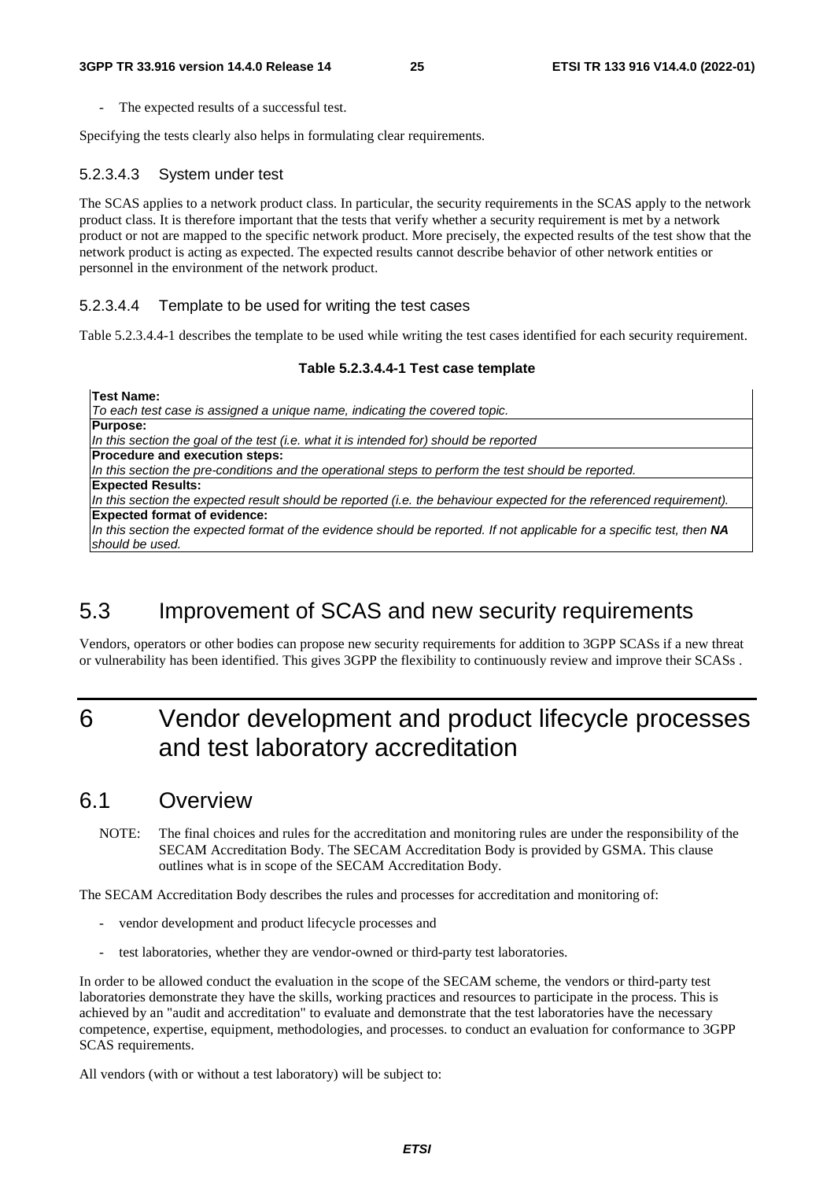- The expected results of a successful test.

Specifying the tests clearly also helps in formulating clear requirements.

#### 5.2.3.4.3 System under test

The SCAS applies to a network product class. In particular, the security requirements in the SCAS apply to the network product class. It is therefore important that the tests that verify whether a security requirement is met by a network product or not are mapped to the specific network product. More precisely, the expected results of the test show that the network product is acting as expected. The expected results cannot describe behavior of other network entities or personnel in the environment of the network product.

#### 5.2.3.4.4 Template to be used for writing the test cases

Table 5.2.3.4.4-1 describes the template to be used while writing the test cases identified for each security requirement.

**Table 5.2.3.4.4-1 Test case template**

| **Test Name:**<br>*To each test case is assigned a unique name, indicating the covered topic.* |
|---|
| **Purpose:**<br>*In this section the goal of the test (i.e. what it is intended for) should be reported* |
| **Procedure and execution steps:**<br>*In this section the pre-conditions and the operational steps to perform the test should be reported.* |
| **Expected Results:**<br>*In this section the expected result should be reported (i.e. the behaviour expected for the referenced requirement).* |
| **Expected format of evidence:**<br>*In this section the expected format of the evidence should be reported. If not applicable for a specific test, then* ***NA*** *should be used.* |

## 5.3 Improvement of SCAS and new security requirements

Vendors, operators or other bodies can propose new security requirements for addition to 3GPP SCASs if a new threat or vulnerability has been identified. This gives 3GPP the flexibility to continuously review and improve their SCASs .

# 6 Vendor development and product lifecycle processes and test laboratory accreditation

## 6.1 Overview

NOTE: The final choices and rules for the accreditation and monitoring rules are under the responsibility of the SECAM Accreditation Body. The SECAM Accreditation Body is provided by GSMA. This clause outlines what is in scope of the SECAM Accreditation Body.

The SECAM Accreditation Body describes the rules and processes for accreditation and monitoring of:

- vendor development and product lifecycle processes and
- test laboratories, whether they are vendor-owned or third-party test laboratories.

In order to be allowed conduct the evaluation in the scope of the SECAM scheme, the vendors or third-party test laboratories demonstrate they have the skills, working practices and resources to participate in the process. This is achieved by an "audit and accreditation" to evaluate and demonstrate that the test laboratories have the necessary competence, expertise, equipment, methodologies, and processes. to conduct an evaluation for conformance to 3GPP SCAS requirements.

All vendors (with or without a test laboratory) will be subject to: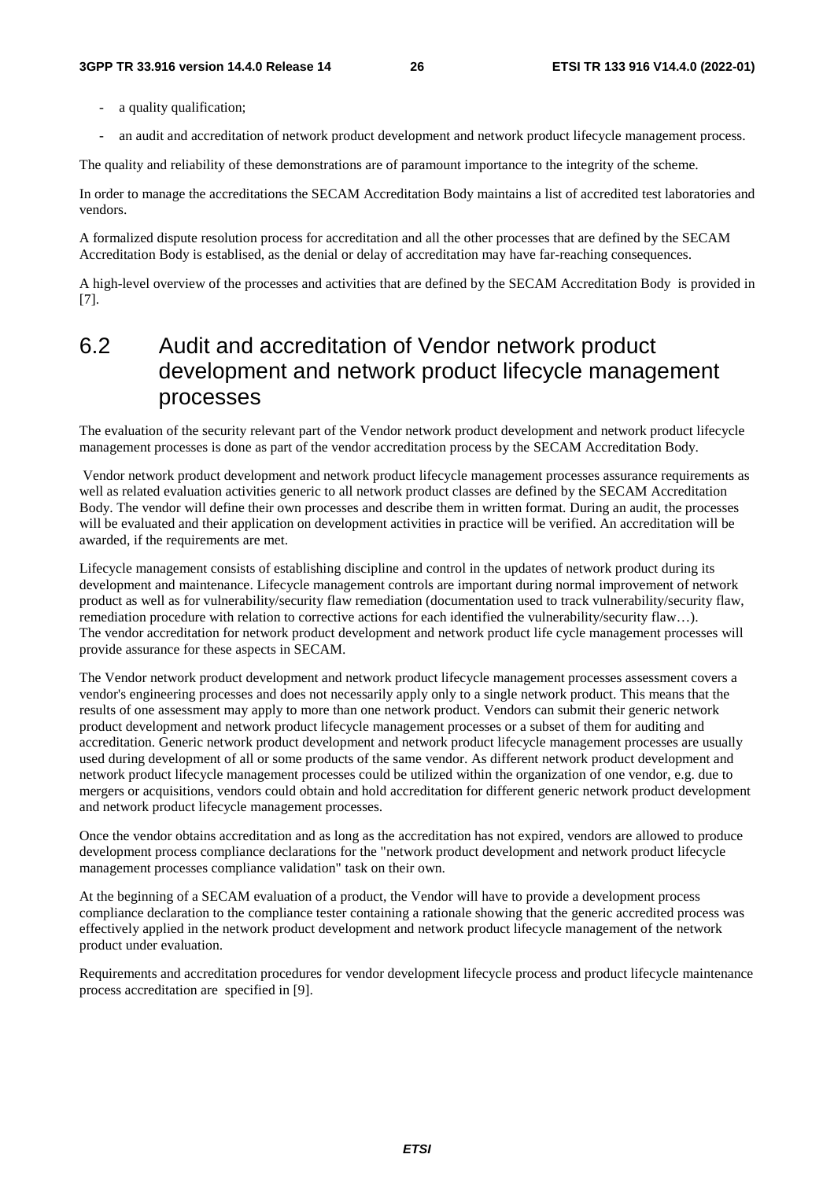- a quality qualification;
- an audit and accreditation of network product development and network product lifecycle management process.

The quality and reliability of these demonstrations are of paramount importance to the integrity of the scheme.

In order to manage the accreditations the SECAM Accreditation Body maintains a list of accredited test laboratories and vendors.

A formalized dispute resolution process for accreditation and all the other processes that are defined by the SECAM Accreditation Body is establised, as the denial or delay of accreditation may have far-reaching consequences.

A high-level overview of the processes and activities that are defined by the SECAM Accreditation Body is provided in [7].

## 6.2 Audit and accreditation of Vendor network product development and network product lifecycle management processes

The evaluation of the security relevant part of the Vendor network product development and network product lifecycle management processes is done as part of the vendor accreditation process by the SECAM Accreditation Body.

Vendor network product development and network product lifecycle management processes assurance requirements as well as related evaluation activities generic to all network product classes are defined by the SECAM Accreditation Body. The vendor will define their own processes and describe them in written format. During an audit, the processes will be evaluated and their application on development activities in practice will be verified. An accreditation will be awarded, if the requirements are met.

Lifecycle management consists of establishing discipline and control in the updates of network product during its development and maintenance. Lifecycle management controls are important during normal improvement of network product as well as for vulnerability/security flaw remediation (documentation used to track vulnerability/security flaw, remediation procedure with relation to corrective actions for each identified the vulnerability/security flaw…). The vendor accreditation for network product development and network product life cycle management processes will provide assurance for these aspects in SECAM.

The Vendor network product development and network product lifecycle management processes assessment covers a vendor's engineering processes and does not necessarily apply only to a single network product. This means that the results of one assessment may apply to more than one network product. Vendors can submit their generic network product development and network product lifecycle management processes or a subset of them for auditing and accreditation. Generic network product development and network product lifecycle management processes are usually used during development of all or some products of the same vendor. As different network product development and network product lifecycle management processes could be utilized within the organization of one vendor, e.g. due to mergers or acquisitions, vendors could obtain and hold accreditation for different generic network product development and network product lifecycle management processes.

Once the vendor obtains accreditation and as long as the accreditation has not expired, vendors are allowed to produce development process compliance declarations for the "network product development and network product lifecycle management processes compliance validation" task on their own.

At the beginning of a SECAM evaluation of a product, the Vendor will have to provide a development process compliance declaration to the compliance tester containing a rationale showing that the generic accredited process was effectively applied in the network product development and network product lifecycle management of the network product under evaluation.

Requirements and accreditation procedures for vendor development lifecycle process and product lifecycle maintenance process accreditation are specified in [9].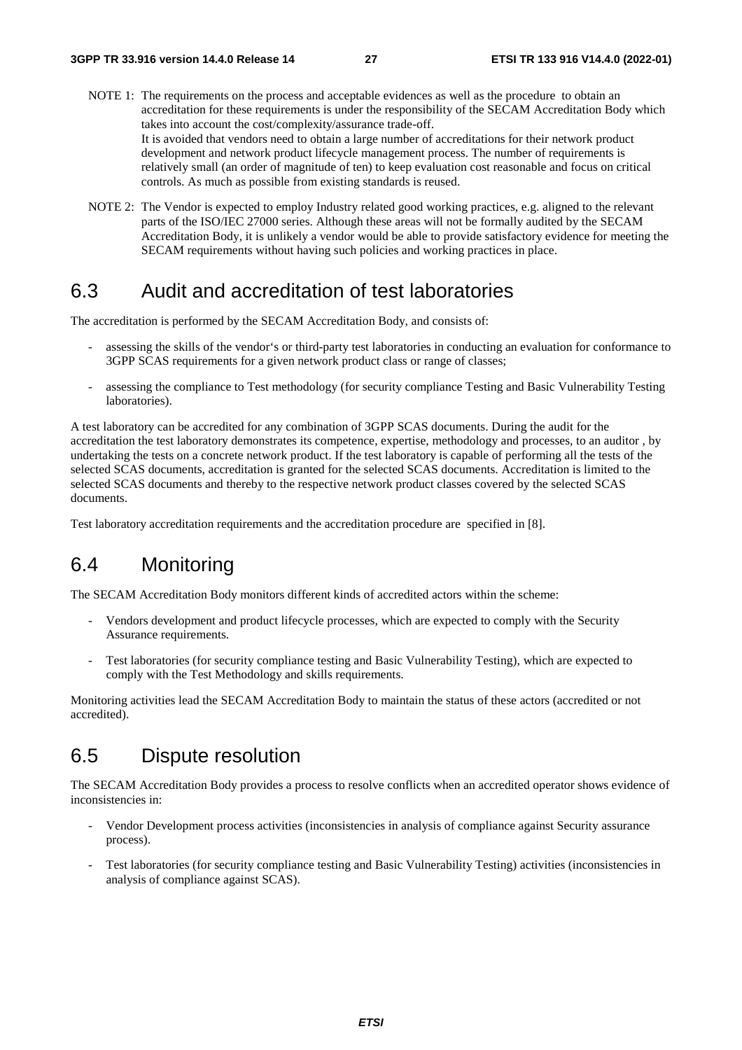NOTE 1: The requirements on the process and acceptable evidences as well as the procedure to obtain an accreditation for these requirements is under the responsibility of the SECAM Accreditation Body which takes into account the cost/complexity/assurance trade-off.
It is avoided that vendors need to obtain a large number of accreditations for their network product development and network product lifecycle management process. The number of requirements is relatively small (an order of magnitude of ten) to keep evaluation cost reasonable and focus on critical controls. As much as possible from existing standards is reused.

NOTE 2: The Vendor is expected to employ Industry related good working practices, e.g. aligned to the relevant parts of the ISO/IEC 27000 series. Although these areas will not be formally audited by the SECAM Accreditation Body, it is unlikely a vendor would be able to provide satisfactory evidence for meeting the SECAM requirements without having such policies and working practices in place.

## 6.3 Audit and accreditation of test laboratories

The accreditation is performed by the SECAM Accreditation Body, and consists of:

- assessing the skills of the vendor's or third-party test laboratories in conducting an evaluation for conformance to 3GPP SCAS requirements for a given network product class or range of classes;
- assessing the compliance to Test methodology (for security compliance Testing and Basic Vulnerability Testing laboratories).

A test laboratory can be accredited for any combination of 3GPP SCAS documents. During the audit for the accreditation the test laboratory demonstrates its competence, expertise, methodology and processes, to an auditor , by undertaking the tests on a concrete network product. If the test laboratory is capable of performing all the tests of the selected SCAS documents, accreditation is granted for the selected SCAS documents. Accreditation is limited to the selected SCAS documents and thereby to the respective network product classes covered by the selected SCAS documents.

Test laboratory accreditation requirements and the accreditation procedure are specified in [8].

## 6.4 Monitoring

The SECAM Accreditation Body monitors different kinds of accredited actors within the scheme:

- Vendors development and product lifecycle processes, which are expected to comply with the Security Assurance requirements.
- Test laboratories (for security compliance testing and Basic Vulnerability Testing), which are expected to comply with the Test Methodology and skills requirements.

Monitoring activities lead the SECAM Accreditation Body to maintain the status of these actors (accredited or not accredited).

## 6.5 Dispute resolution

The SECAM Accreditation Body provides a process to resolve conflicts when an accredited operator shows evidence of inconsistencies in:

- Vendor Development process activities (inconsistencies in analysis of compliance against Security assurance process).
- Test laboratories (for security compliance testing and Basic Vulnerability Testing) activities (inconsistencies in analysis of compliance against SCAS).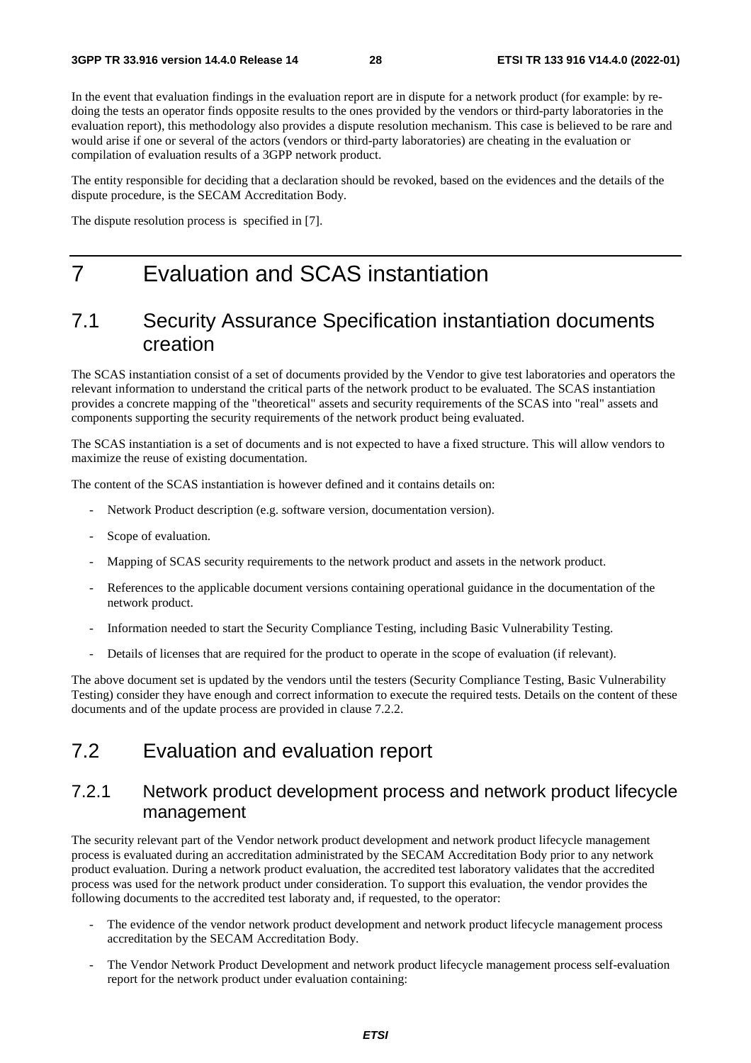In the event that evaluation findings in the evaluation report are in dispute for a network product (for example: by re-doing the tests an operator finds opposite results to the ones provided by the vendors or third-party laboratories in the evaluation report), this methodology also provides a dispute resolution mechanism. This case is believed to be rare and would arise if one or several of the actors (vendors or third-party laboratories) are cheating in the evaluation or compilation of evaluation results of a 3GPP network product.

The entity responsible for deciding that a declaration should be revoked, based on the evidences and the details of the dispute procedure, is the SECAM Accreditation Body.

The dispute resolution process is specified in [7].

# 7 Evaluation and SCAS instantiation

## 7.1 Security Assurance Specification instantiation documents creation

The SCAS instantiation consist of a set of documents provided by the Vendor to give test laboratories and operators the relevant information to understand the critical parts of the network product to be evaluated. The SCAS instantiation provides a concrete mapping of the "theoretical" assets and security requirements of the SCAS into "real" assets and components supporting the security requirements of the network product being evaluated.

The SCAS instantiation is a set of documents and is not expected to have a fixed structure. This will allow vendors to maximize the reuse of existing documentation.

The content of the SCAS instantiation is however defined and it contains details on:

- Network Product description (e.g. software version, documentation version).
- Scope of evaluation.
- Mapping of SCAS security requirements to the network product and assets in the network product.
- References to the applicable document versions containing operational guidance in the documentation of the network product.
- Information needed to start the Security Compliance Testing, including Basic Vulnerability Testing.
- Details of licenses that are required for the product to operate in the scope of evaluation (if relevant).

The above document set is updated by the vendors until the testers (Security Compliance Testing, Basic Vulnerability Testing) consider they have enough and correct information to execute the required tests. Details on the content of these documents and of the update process are provided in clause 7.2.2.

## 7.2 Evaluation and evaluation report

### 7.2.1 Network product development process and network product lifecycle management

The security relevant part of the Vendor network product development and network product lifecycle management process is evaluated during an accreditation administrated by the SECAM Accreditation Body prior to any network product evaluation. During a network product evaluation, the accredited test laboratory validates that the accredited process was used for the network product under consideration. To support this evaluation, the vendor provides the following documents to the accredited test laboraty and, if requested, to the operator:

- The evidence of the vendor network product development and network product lifecycle management process accreditation by the SECAM Accreditation Body.
- The Vendor Network Product Development and network product lifecycle management process self-evaluation report for the network product under evaluation containing: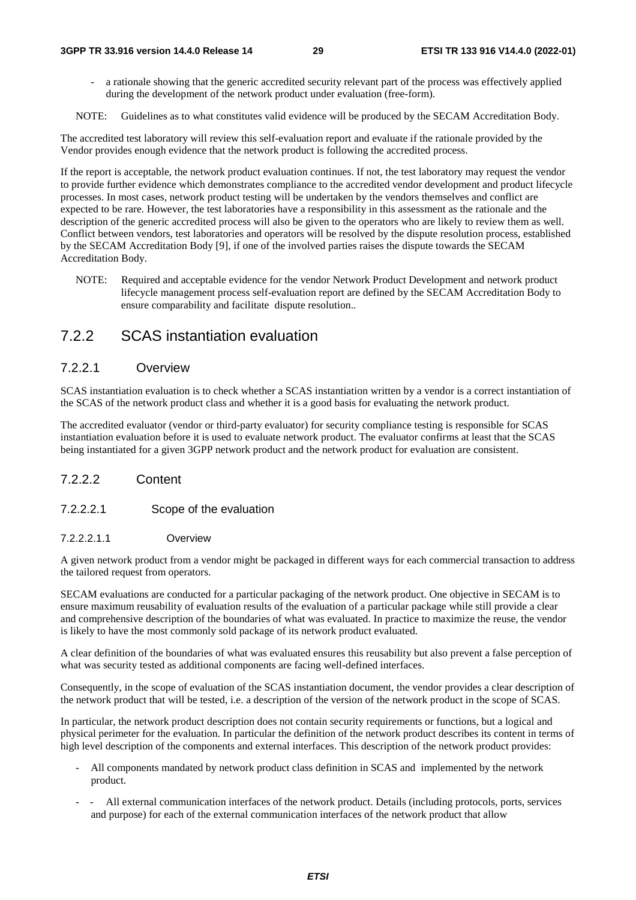- a rationale showing that the generic accredited security relevant part of the process was effectively applied during the development of the network product under evaluation (free-form).

NOTE: Guidelines as to what constitutes valid evidence will be produced by the SECAM Accreditation Body.

The accredited test laboratory will review this self-evaluation report and evaluate if the rationale provided by the Vendor provides enough evidence that the network product is following the accredited process.

If the report is acceptable, the network product evaluation continues. If not, the test laboratory may request the vendor to provide further evidence which demonstrates compliance to the accredited vendor development and product lifecycle processes. In most cases, network product testing will be undertaken by the vendors themselves and conflict are expected to be rare. However, the test laboratories have a responsibility in this assessment as the rationale and the description of the generic accredited process will also be given to the operators who are likely to review them as well. Conflict between vendors, test laboratories and operators will be resolved by the dispute resolution process, established by the SECAM Accreditation Body [9], if one of the involved parties raises the dispute towards the SECAM Accreditation Body.

NOTE: Required and acceptable evidence for the vendor Network Product Development and network product lifecycle management process self-evaluation report are defined by the SECAM Accreditation Body to ensure comparability and facilitate dispute resolution..

## 7.2.2 SCAS instantiation evaluation

### 7.2.2.1 Overview

SCAS instantiation evaluation is to check whether a SCAS instantiation written by a vendor is a correct instantiation of the SCAS of the network product class and whether it is a good basis for evaluating the network product.

The accredited evaluator (vendor or third-party evaluator) for security compliance testing is responsible for SCAS instantiation evaluation before it is used to evaluate network product. The evaluator confirms at least that the SCAS being instantiated for a given 3GPP network product and the network product for evaluation are consistent.

### 7.2.2.2 Content

#### 7.2.2.2.1 Scope of the evaluation

##### 7.2.2.2.1.1 Overview

A given network product from a vendor might be packaged in different ways for each commercial transaction to address the tailored request from operators.

SECAM evaluations are conducted for a particular packaging of the network product. One objective in SECAM is to ensure maximum reusability of evaluation results of the evaluation of a particular package while still provide a clear and comprehensive description of the boundaries of what was evaluated. In practice to maximize the reuse, the vendor is likely to have the most commonly sold package of its network product evaluated.

A clear definition of the boundaries of what was evaluated ensures this reusability but also prevent a false perception of what was security tested as additional components are facing well-defined interfaces.

Consequently, in the scope of evaluation of the SCAS instantiation document, the vendor provides a clear description of the network product that will be tested, i.e. a description of the version of the network product in the scope of SCAS.

In particular, the network product description does not contain security requirements or functions, but a logical and physical perimeter for the evaluation. In particular the definition of the network product describes its content in terms of high level description of the components and external interfaces. This description of the network product provides:

- All components mandated by network product class definition in SCAS and implemented by the network product.
- - All external communication interfaces of the network product. Details (including protocols, ports, services and purpose) for each of the external communication interfaces of the network product that allow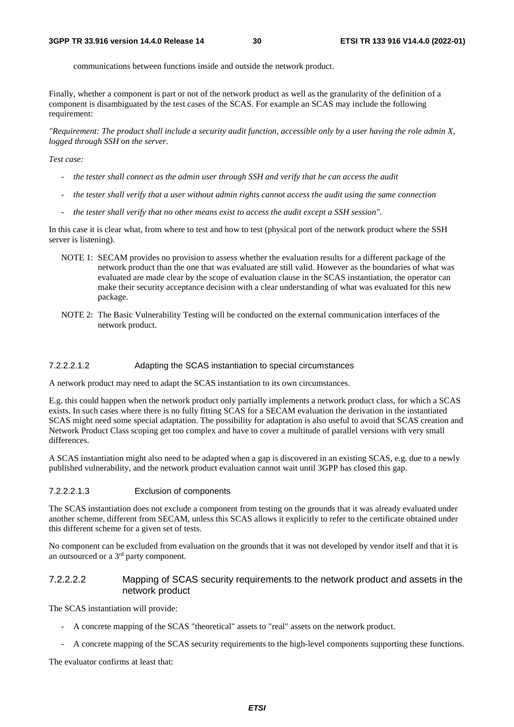communications between functions inside and outside the network product.

Finally, whether a component is part or not of the network product as well as the granularity of the definition of a component is disambiguated by the test cases of the SCAS. For example an SCAS may include the following requirement:

*"Requirement: The product shall include a security audit function, accessible only by a user having the role admin X, logged through SSH on the server.*

*Test case:*

- *the tester shall connect as the admin user through SSH and verify that he can access the audit*
- *the tester shall verify that a user without admin rights cannot access the audit using the same connection*
- *the tester shall verify that no other means exist to access the audit except a SSH session".*

In this case it is clear what, from where to test and how to test (physical port of the network product where the SSH server is listening).

NOTE 1: SECAM provides no provision to assess whether the evaluation results for a different package of the network product than the one that was evaluated are still valid. However as the boundaries of what was evaluated are made clear by the scope of evaluation clause in the SCAS instantiation, the operator can make their security acceptance decision with a clear understanding of what was evaluated for this new package.

NOTE 2: The Basic Vulnerability Testing will be conducted on the external communication interfaces of the network product.

#### 7.2.2.2.1.2 Adapting the SCAS instantiation to special circumstances

A network product may need to adapt the SCAS instantiation to its own circumstances.

E.g. this could happen when the network product only partially implements a network product class, for which a SCAS exists. In such cases where there is no fully fitting SCAS for a SECAM evaluation the derivation in the instantiated SCAS might need some special adaptation. The possibility for adaptation is also useful to avoid that SCAS creation and Network Product Class scoping get too complex and have to cover a multitude of parallel versions with very small differences.

A SCAS instantiation might also need to be adapted when a gap is discovered in an existing SCAS, e.g. due to a newly published vulnerability, and the network product evaluation cannot wait until 3GPP has closed this gap.

#### 7.2.2.2.1.3 Exclusion of components

The SCAS instantiation does not exclude a component from testing on the grounds that it was already evaluated under another scheme, different from SECAM, unless this SCAS allows it explicitly to refer to the certificate obtained under this different scheme for a given set of tests.

No component can be excluded from evaluation on the grounds that it was not developed by vendor itself and that it is an outsourced or a 3rd party component.

### 7.2.2.2.2 Mapping of SCAS security requirements to the network product and assets in the network product

The SCAS instantiation will provide:

- A concrete mapping of the SCAS "theoretical" assets to "real" assets on the network product.
- A concrete mapping of the SCAS security requirements to the high-level components supporting these functions.

The evaluator confirms at least that: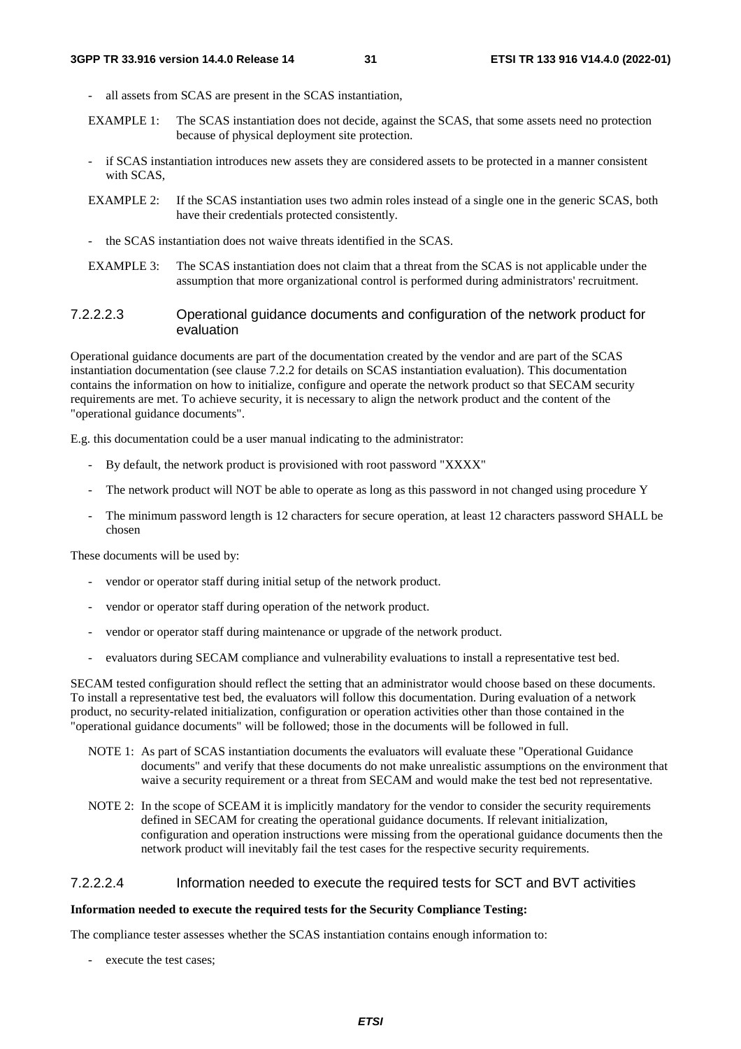- all assets from SCAS are present in the SCAS instantiation,

EXAMPLE 1: The SCAS instantiation does not decide, against the SCAS, that some assets need no protection because of physical deployment site protection.

- if SCAS instantiation introduces new assets they are considered assets to be protected in a manner consistent with SCAS,

EXAMPLE 2: If the SCAS instantiation uses two admin roles instead of a single one in the generic SCAS, both have their credentials protected consistently.

- the SCAS instantiation does not waive threats identified in the SCAS.

EXAMPLE 3: The SCAS instantiation does not claim that a threat from the SCAS is not applicable under the assumption that more organizational control is performed during administrators' recruitment.

#### 7.2.2.2.3 Operational guidance documents and configuration of the network product for evaluation

Operational guidance documents are part of the documentation created by the vendor and are part of the SCAS instantiation documentation (see clause 7.2.2 for details on SCAS instantiation evaluation). This documentation contains the information on how to initialize, configure and operate the network product so that SECAM security requirements are met. To achieve security, it is necessary to align the network product and the content of the "operational guidance documents".

E.g. this documentation could be a user manual indicating to the administrator:

- By default, the network product is provisioned with root password "XXXX"
- The network product will NOT be able to operate as long as this password in not changed using procedure Y
- The minimum password length is 12 characters for secure operation, at least 12 characters password SHALL be chosen

These documents will be used by:

- vendor or operator staff during initial setup of the network product.
- vendor or operator staff during operation of the network product.
- vendor or operator staff during maintenance or upgrade of the network product.
- evaluators during SECAM compliance and vulnerability evaluations to install a representative test bed.

SECAM tested configuration should reflect the setting that an administrator would choose based on these documents. To install a representative test bed, the evaluators will follow this documentation. During evaluation of a network product, no security-related initialization, configuration or operation activities other than those contained in the "operational guidance documents" will be followed; those in the documents will be followed in full.

NOTE 1: As part of SCAS instantiation documents the evaluators will evaluate these "Operational Guidance documents" and verify that these documents do not make unrealistic assumptions on the environment that waive a security requirement or a threat from SECAM and would make the test bed not representative.

NOTE 2: In the scope of SCEAM it is implicitly mandatory for the vendor to consider the security requirements defined in SECAM for creating the operational guidance documents. If relevant initialization, configuration and operation instructions were missing from the operational guidance documents then the network product will inevitably fail the test cases for the respective security requirements.

#### 7.2.2.2.4 Information needed to execute the required tests for SCT and BVT activities

**Information needed to execute the required tests for the Security Compliance Testing:**

The compliance tester assesses whether the SCAS instantiation contains enough information to:

- execute the test cases;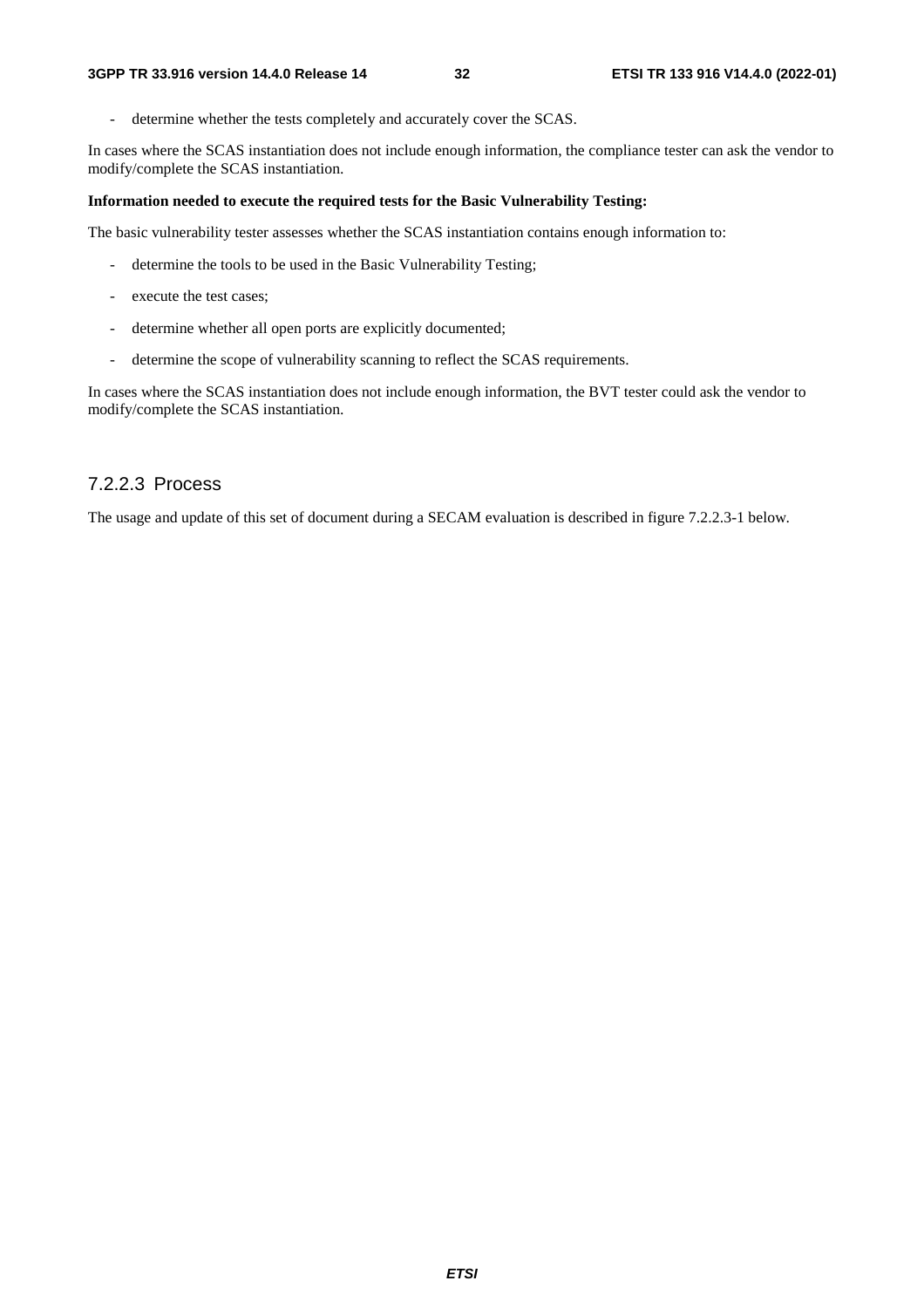- determine whether the tests completely and accurately cover the SCAS.

In cases where the SCAS instantiation does not include enough information, the compliance tester can ask the vendor to modify/complete the SCAS instantiation.

**Information needed to execute the required tests for the Basic Vulnerability Testing:**

The basic vulnerability tester assesses whether the SCAS instantiation contains enough information to:

- determine the tools to be used in the Basic Vulnerability Testing;
- execute the test cases;
- determine whether all open ports are explicitly documented;
- determine the scope of vulnerability scanning to reflect the SCAS requirements.

In cases where the SCAS instantiation does not include enough information, the BVT tester could ask the vendor to modify/complete the SCAS instantiation.

#### 7.2.2.3 Process

The usage and update of this set of document during a SECAM evaluation is described in figure 7.2.2.3-1 below.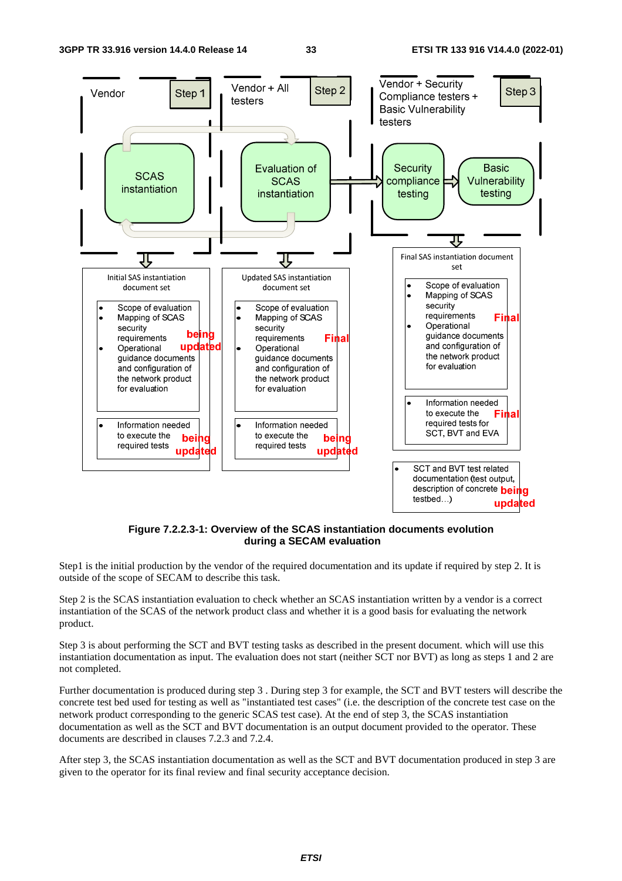**Figure 7.2.2.3-1: Overview of the SCAS instantiation documents evolution during a SECAM evaluation**

Step1 is the initial production by the vendor of the required documentation and its update if required by step 2. It is outside of the scope of SECAM to describe this task.

Step 2 is the SCAS instantiation evaluation to check whether an SCAS instantiation written by a vendor is a correct instantiation of the SCAS of the network product class and whether it is a good basis for evaluating the network product.

Step 3 is about performing the SCT and BVT testing tasks as described in the present document. which will use this instantiation documentation as input. The evaluation does not start (neither SCT nor BVT) as long as steps 1 and 2 are not completed.

Further documentation is produced during step 3 . During step 3 for example, the SCT and BVT testers will describe the concrete test bed used for testing as well as "instantiated test cases" (i.e. the description of the concrete test case on the network product corresponding to the generic SCAS test case). At the end of step 3, the SCAS instantiation documentation as well as the SCT and BVT documentation is an output document provided to the operator. These documents are described in clauses 7.2.3 and 7.2.4.

After step 3, the SCAS instantiation documentation as well as the SCT and BVT documentation produced in step 3 are given to the operator for its final review and final security acceptance decision.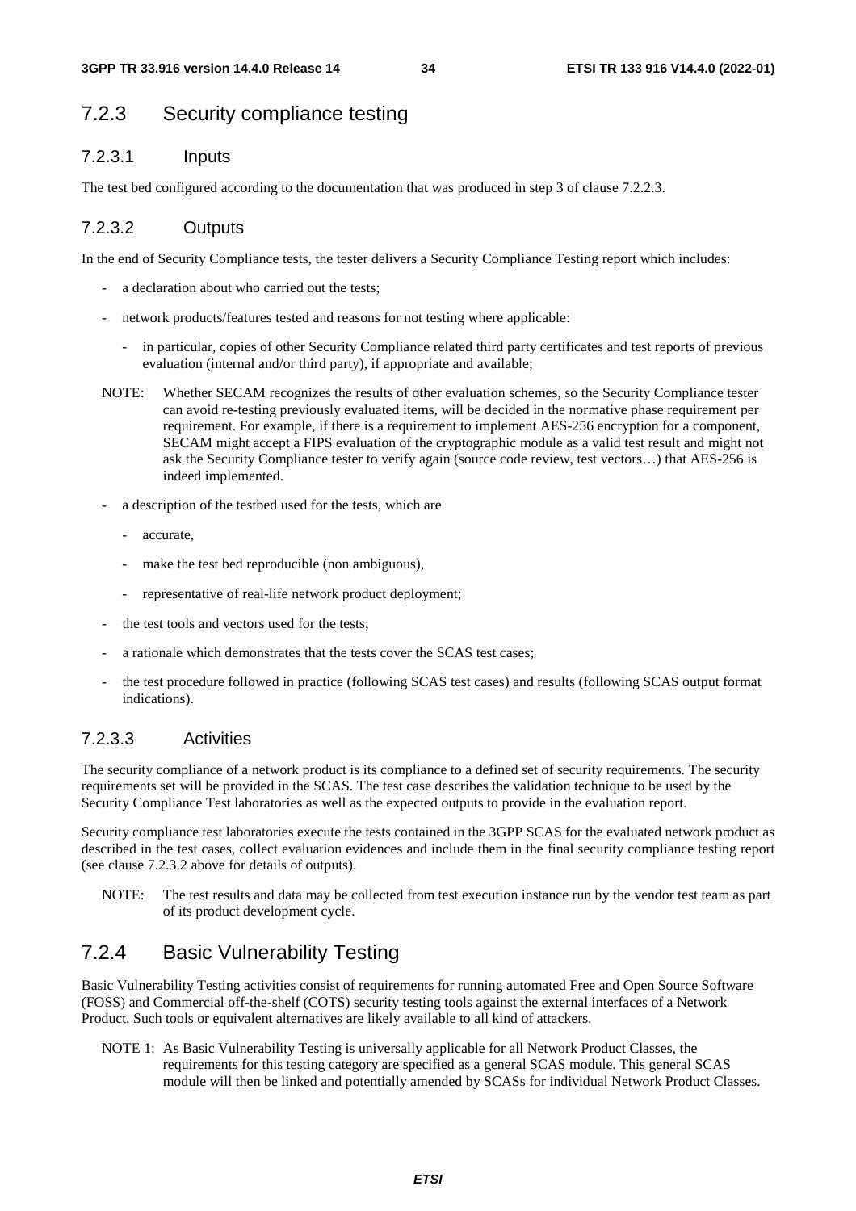## 7.2.3 Security compliance testing

### 7.2.3.1 Inputs

The test bed configured according to the documentation that was produced in step 3 of clause 7.2.2.3.

### 7.2.3.2 Outputs

In the end of Security Compliance tests, the tester delivers a Security Compliance Testing report which includes:

- a declaration about who carried out the tests;
- network products/features tested and reasons for not testing where applicable:
  - in particular, copies of other Security Compliance related third party certificates and test reports of previous evaluation (internal and/or third party), if appropriate and available;

NOTE: Whether SECAM recognizes the results of other evaluation schemes, so the Security Compliance tester can avoid re-testing previously evaluated items, will be decided in the normative phase requirement per requirement. For example, if there is a requirement to implement AES-256 encryption for a component, SECAM might accept a FIPS evaluation of the cryptographic module as a valid test result and might not ask the Security Compliance tester to verify again (source code review, test vectors…) that AES-256 is indeed implemented.

- a description of the testbed used for the tests, which are
  - accurate,
  - make the test bed reproducible (non ambiguous),
  - representative of real-life network product deployment;
- the test tools and vectors used for the tests;
- a rationale which demonstrates that the tests cover the SCAS test cases;
- the test procedure followed in practice (following SCAS test cases) and results (following SCAS output format indications).

### 7.2.3.3 Activities

The security compliance of a network product is its compliance to a defined set of security requirements. The security requirements set will be provided in the SCAS. The test case describes the validation technique to be used by the Security Compliance Test laboratories as well as the expected outputs to provide in the evaluation report.

Security compliance test laboratories execute the tests contained in the 3GPP SCAS for the evaluated network product as described in the test cases, collect evaluation evidences and include them in the final security compliance testing report (see clause 7.2.3.2 above for details of outputs).

NOTE: The test results and data may be collected from test execution instance run by the vendor test team as part of its product development cycle.

## 7.2.4 Basic Vulnerability Testing

Basic Vulnerability Testing activities consist of requirements for running automated Free and Open Source Software (FOSS) and Commercial off-the-shelf (COTS) security testing tools against the external interfaces of a Network Product. Such tools or equivalent alternatives are likely available to all kind of attackers.

NOTE 1: As Basic Vulnerability Testing is universally applicable for all Network Product Classes, the requirements for this testing category are specified as a general SCAS module. This general SCAS module will then be linked and potentially amended by SCASs for individual Network Product Classes.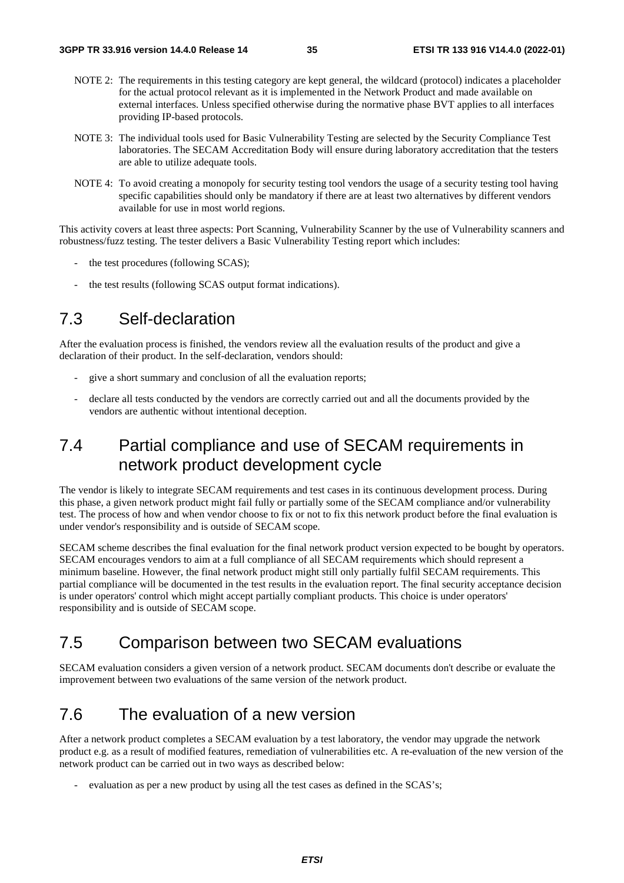NOTE 2: The requirements in this testing category are kept general, the wildcard (protocol) indicates a placeholder for the actual protocol relevant as it is implemented in the Network Product and made available on external interfaces. Unless specified otherwise during the normative phase BVT applies to all interfaces providing IP-based protocols.

NOTE 3: The individual tools used for Basic Vulnerability Testing are selected by the Security Compliance Test laboratories. The SECAM Accreditation Body will ensure during laboratory accreditation that the testers are able to utilize adequate tools.

NOTE 4: To avoid creating a monopoly for security testing tool vendors the usage of a security testing tool having specific capabilities should only be mandatory if there are at least two alternatives by different vendors available for use in most world regions.

This activity covers at least three aspects: Port Scanning, Vulnerability Scanner by the use of Vulnerability scanners and robustness/fuzz testing. The tester delivers a Basic Vulnerability Testing report which includes:

- the test procedures (following SCAS);
- the test results (following SCAS output format indications).

## 7.3 Self-declaration

After the evaluation process is finished, the vendors review all the evaluation results of the product and give a declaration of their product. In the self-declaration, vendors should:

- give a short summary and conclusion of all the evaluation reports;
- declare all tests conducted by the vendors are correctly carried out and all the documents provided by the vendors are authentic without intentional deception.

## 7.4 Partial compliance and use of SECAM requirements in network product development cycle

The vendor is likely to integrate SECAM requirements and test cases in its continuous development process. During this phase, a given network product might fail fully or partially some of the SECAM compliance and/or vulnerability test. The process of how and when vendor choose to fix or not to fix this network product before the final evaluation is under vendor's responsibility and is outside of SECAM scope.

SECAM scheme describes the final evaluation for the final network product version expected to be bought by operators. SECAM encourages vendors to aim at a full compliance of all SECAM requirements which should represent a minimum baseline. However, the final network product might still only partially fulfil SECAM requirements. This partial compliance will be documented in the test results in the evaluation report. The final security acceptance decision is under operators' control which might accept partially compliant products. This choice is under operators' responsibility and is outside of SECAM scope.

## 7.5 Comparison between two SECAM evaluations

SECAM evaluation considers a given version of a network product. SECAM documents don't describe or evaluate the improvement between two evaluations of the same version of the network product.

## 7.6 The evaluation of a new version

After a network product completes a SECAM evaluation by a test laboratory, the vendor may upgrade the network product e.g. as a result of modified features, remediation of vulnerabilities etc. A re-evaluation of the new version of the network product can be carried out in two ways as described below:

- evaluation as per a new product by using all the test cases as defined in the SCAS's;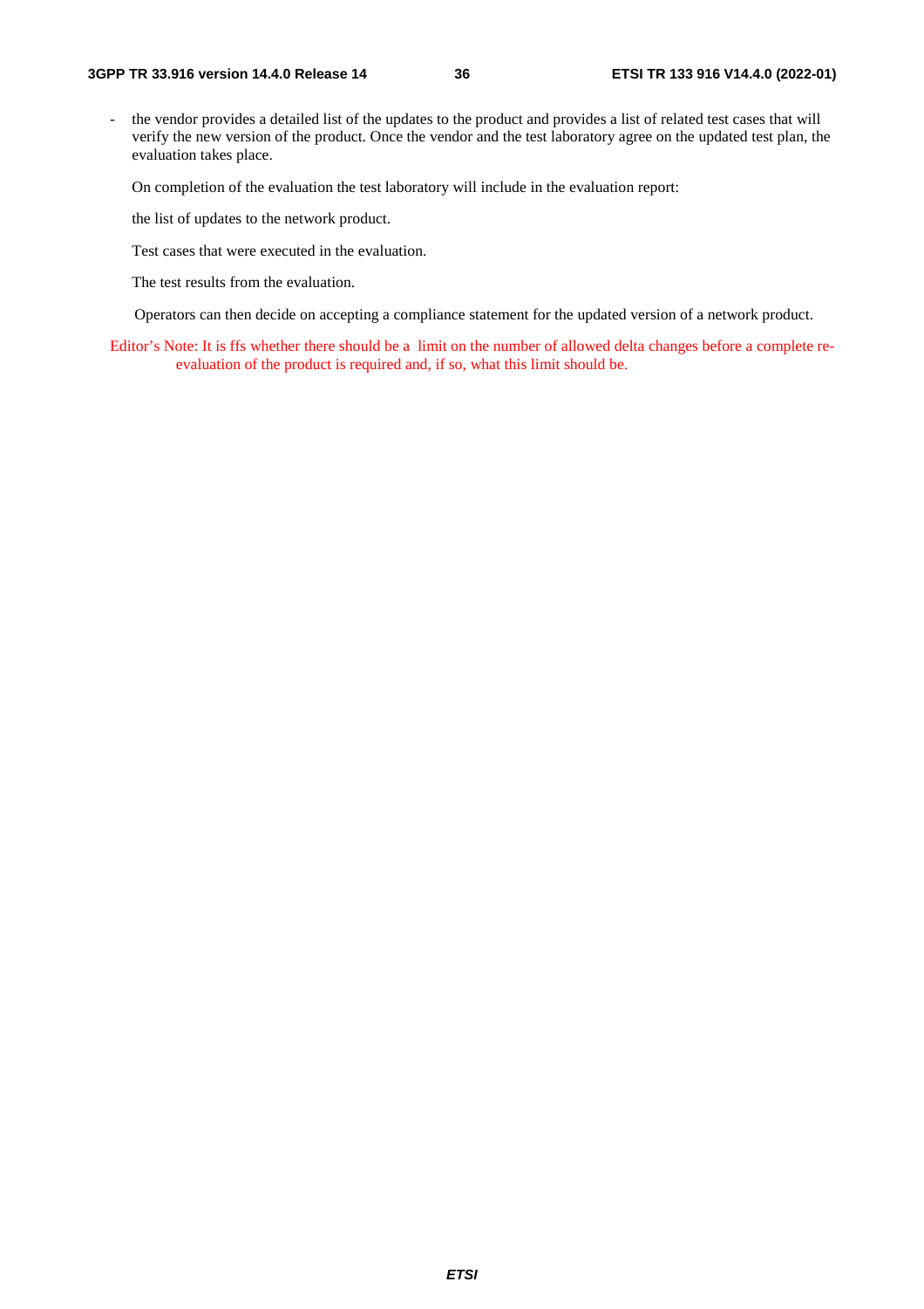- the vendor provides a detailed list of the updates to the product and provides a list of related test cases that will verify the new version of the product. Once the vendor and the test laboratory agree on the updated test plan, the evaluation takes place.

  On completion of the evaluation the test laboratory will include in the evaluation report:

  the list of updates to the network product.

  Test cases that were executed in the evaluation.

  The test results from the evaluation.

  Operators can then decide on accepting a compliance statement for the updated version of a network product.

Editor's Note: It is ffs whether there should be a limit on the number of allowed delta changes before a complete re-evaluation of the product is required and, if so, what this limit should be.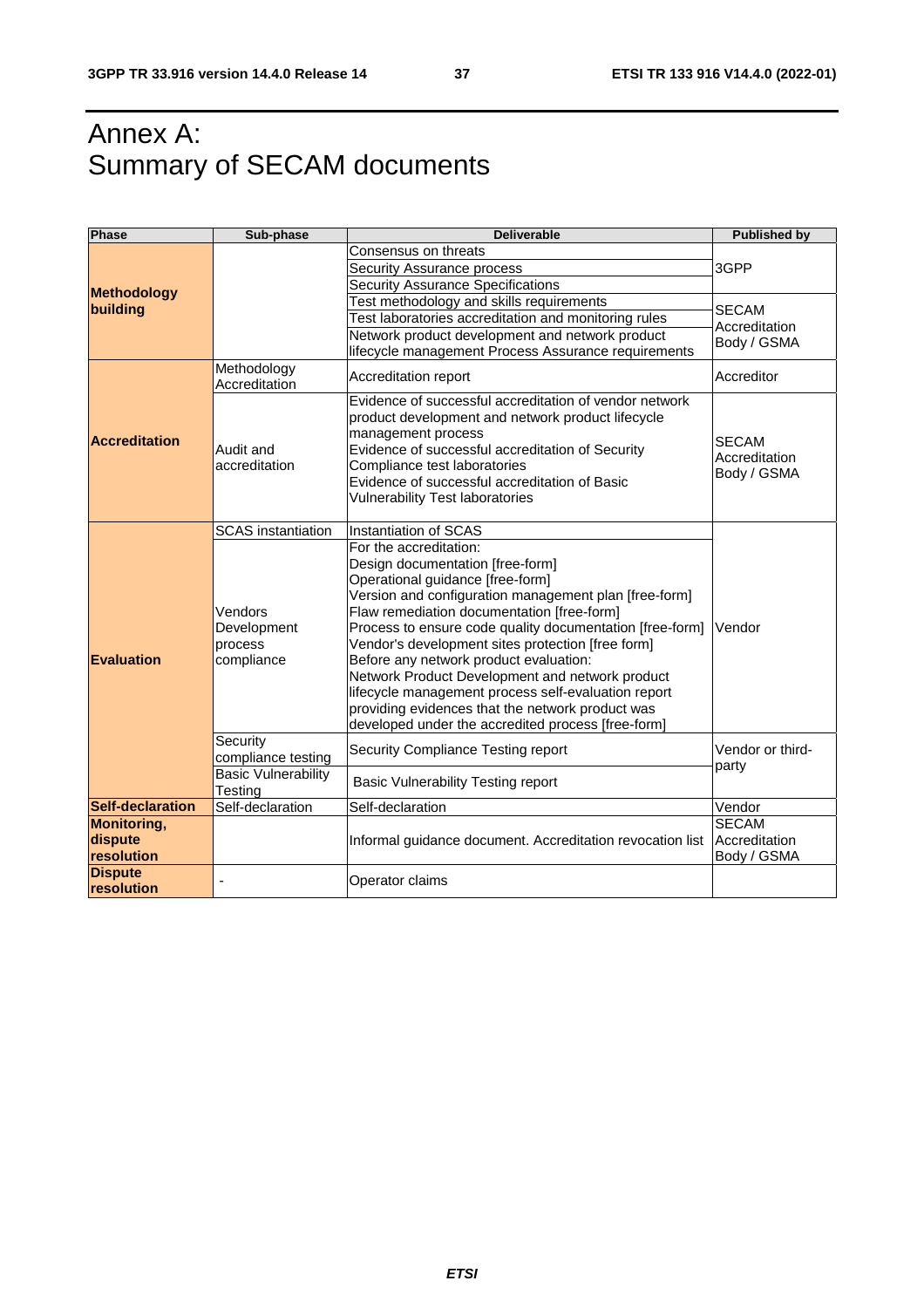# Annex A: Summary of SECAM documents

| Phase | Sub-phase | Deliverable | Published by |
|---|---|---|---|
| **Methodology building** | | Consensus on threats | 3GPP |
| | | Security Assurance process | |
| | | Security Assurance Specifications | |
| | | Test methodology and skills requirements | SECAM Accreditation Body / GSMA |
| | | Test laboratories accreditation and monitoring rules | |
| | | Network product development and network product lifecycle management Process Assurance requirements | |
| **Accreditation** | Methodology Accreditation | Accreditation report | Accreditor |
| | Audit and accreditation | Evidence of successful accreditation of vendor network product development and network product lifecycle management process<br>Evidence of successful accreditation of Security Compliance test laboratories<br>Evidence of successful accreditation of Basic Vulnerability Test laboratories | SECAM Accreditation Body / GSMA |
| **Evaluation** | SCAS instantiation | Instantiation of SCAS | Vendor |
| | Vendors Development process compliance | For the accreditation:<br>Design documentation [free-form]<br>Operational guidance [free-form]<br>Version and configuration management plan [free-form]<br>Flaw remediation documentation [free-form]<br>Process to ensure code quality documentation [free-form]<br>Vendor's development sites protection [free form]<br>Before any network product evaluation:<br>Network Product Development and network product lifecycle management process self-evaluation report providing evidences that the network product was developed under the accredited process [free-form] | |
| | Security compliance testing | Security Compliance Testing report | Vendor or third-party |
| | Basic Vulnerability Testing | Basic Vulnerability Testing report | |
| **Self-declaration** | Self-declaration | Self-declaration | Vendor |
| **Monitoring, dispute resolution** | | Informal guidance document. Accreditation revocation list | SECAM Accreditation Body / GSMA |
| **Dispute resolution** | - | Operator claims | |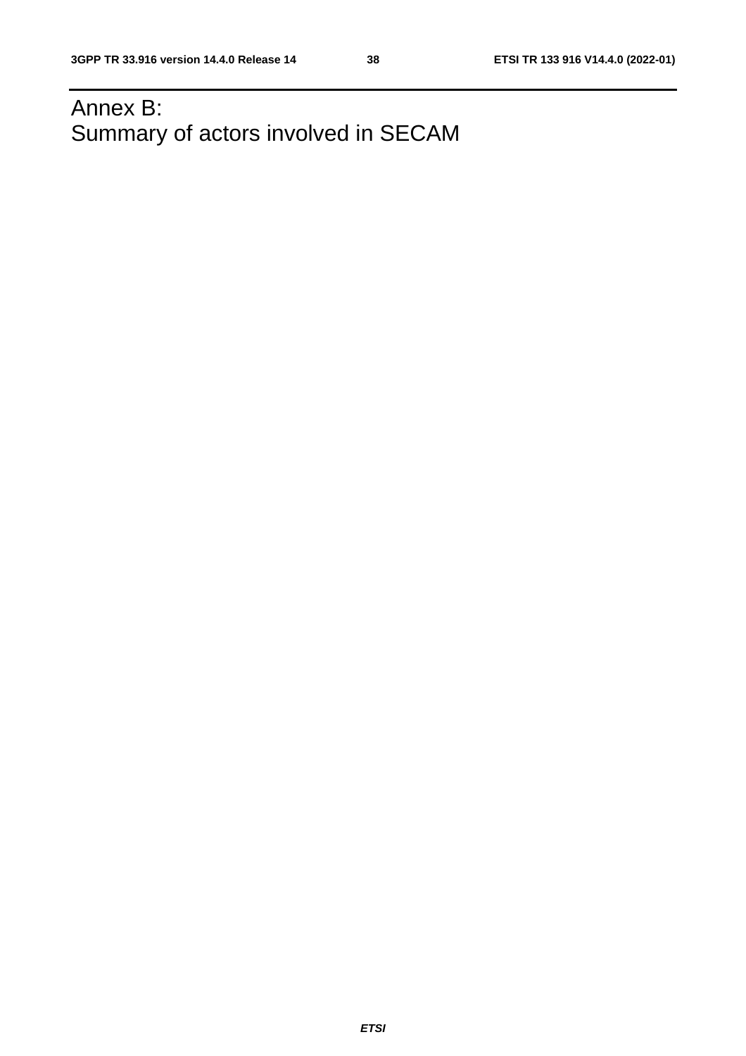# Annex B:
Summary of actors involved in SECAM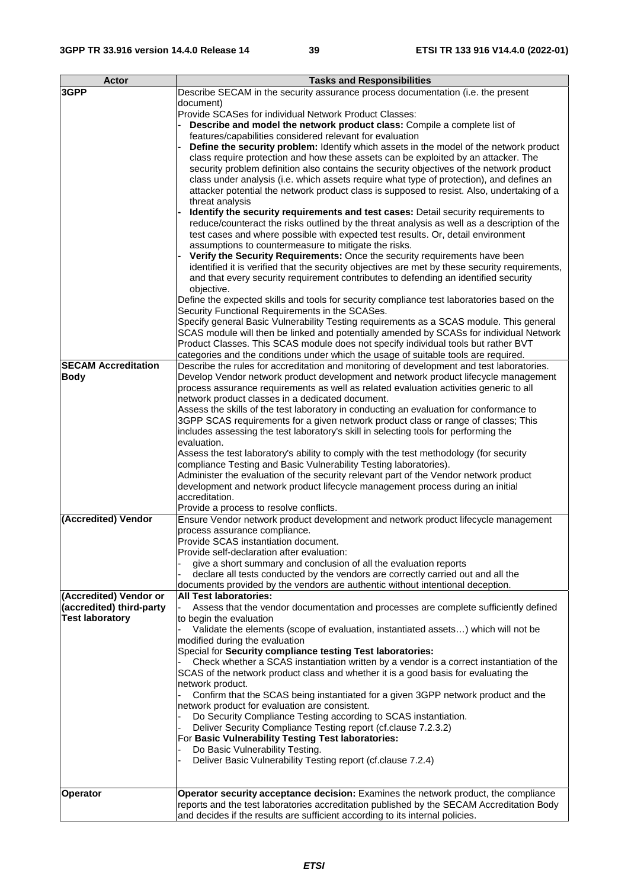| Actor | Tasks and Responsibilities |
|---|---|
| **3GPP** | Describe SECAM in the security assurance process documentation (i.e. the present document)<br>Provide SCASes for individual Network Product Classes:<br>- **Describe and model the network product class:** Compile a complete list of features/capabilities considered relevant for evaluation<br>- **Define the security problem:** Identify which assets in the model of the network product class require protection and how these assets can be exploited by an attacker. The security problem definition also contains the security objectives of the network product class under analysis (i.e. which assets require what type of protection), and defines an attacker potential the network product class is supposed to resist. Also, undertaking of a threat analysis<br>- **Identify the security requirements and test cases:** Detail security requirements to reduce/counteract the risks outlined by the threat analysis as well as a description of the test cases and where possible with expected test results. Or, detail environment assumptions to countermeasure to mitigate the risks.<br>- **Verify the Security Requirements:** Once the security requirements have been identified it is verified that the security objectives are met by these security requirements, and that every security requirement contributes to defending an identified security objective.<br>Define the expected skills and tools for security compliance test laboratories based on the Security Functional Requirements in the SCASes.<br>Specify general Basic Vulnerability Testing requirements as a SCAS module. This general SCAS module will then be linked and potentially amended by SCASs for individual Network Product Classes. This SCAS module does not specify individual tools but rather BVT categories and the conditions under which the usage of suitable tools are required. |
| **SECAM Accreditation Body** | Describe the rules for accreditation and monitoring of development and test laboratories.<br>Develop Vendor network product development and network product lifecycle management process assurance requirements as well as related evaluation activities generic to all network product classes in a dedicated document.<br>Assess the skills of the test laboratory in conducting an evaluation for conformance to 3GPP SCAS requirements for a given network product class or range of classes; This includes assessing the test laboratory's skill in selecting tools for performing the evaluation.<br>Assess the test laboratory's ability to comply with the test methodology (for security compliance Testing and Basic Vulnerability Testing laboratories).<br>Administer the evaluation of the security relevant part of the Vendor network product development and network product lifecycle management process during an initial accreditation.<br>Provide a process to resolve conflicts. |
| **(Accredited) Vendor** | Ensure Vendor network product development and network product lifecycle management process assurance compliance.<br>Provide SCAS instantiation document.<br>Provide self-declaration after evaluation:<br>- give a short summary and conclusion of all the evaluation reports<br>- declare all tests conducted by the vendors are correctly carried out and all the documents provided by the vendors are authentic without intentional deception. |
| **(Accredited) Vendor or (accredited) third-party Test laboratory** | **All Test laboratories:**<br>- Assess that the vendor documentation and processes are complete sufficiently defined to begin the evaluation<br>- Validate the elements (scope of evaluation, instantiated assets…) which will not be modified during the evaluation<br>Special for **Security compliance testing Test laboratories:**<br>- Check whether a SCAS instantiation written by a vendor is a correct instantiation of the SCAS of the network product class and whether it is a good basis for evaluating the network product.<br>- Confirm that the SCAS being instantiated for a given 3GPP network product and the network product for evaluation are consistent.<br>- Do Security Compliance Testing according to SCAS instantiation.<br>- Deliver Security Compliance Testing report (cf.clause 7.2.3.2)<br>For **Basic Vulnerability Testing Test laboratories:**<br>- Do Basic Vulnerability Testing.<br>- Deliver Basic Vulnerability Testing report (cf.clause 7.2.4) |
| **Operator** | **Operator security acceptance decision:** Examines the network product, the compliance reports and the test laboratories accreditation published by the SECAM Accreditation Body and decides if the results are sufficient according to its internal policies. |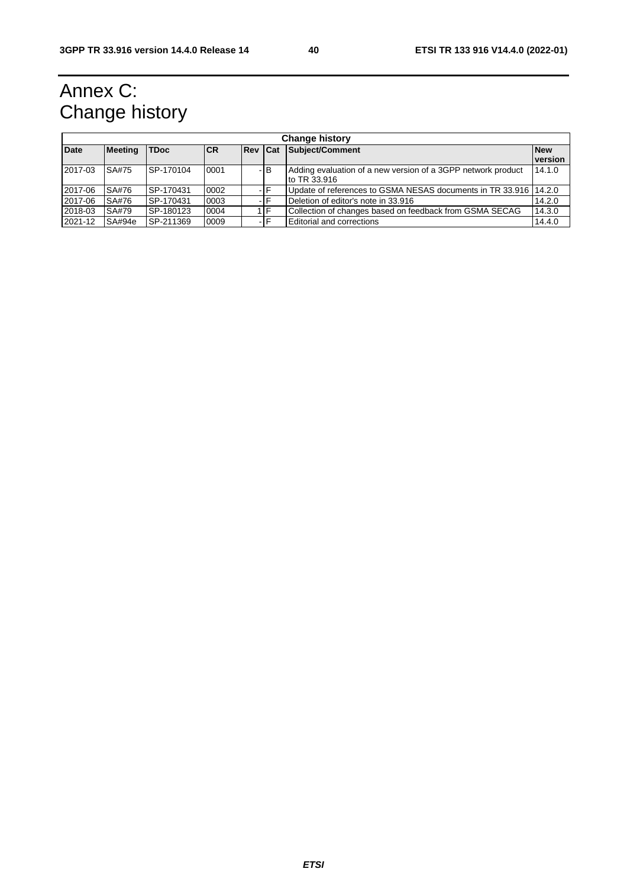# Annex C: Change history

| Change history | | | | | | | |
|---|---|---|---|---|---|---|---|
| **Date** | **Meeting** | **TDoc** | **CR** | **Rev** | **Cat** | **Subject/Comment** | **New version** |
| 2017-03 | SA#75 | SP-170104 | 0001 | - | B | Adding evaluation of a new version of a 3GPP network product to TR 33.916 | 14.1.0 |
| 2017-06 | SA#76 | SP-170431 | 0002 | - | F | Update of references to GSMA NESAS documents in TR 33.916 | 14.2.0 |
| 2017-06 | SA#76 | SP-170431 | 0003 | - | F | Deletion of editor's note in 33.916 | 14.2.0 |
| 2018-03 | SA#79 | SP-180123 | 0004 | 1 | F | Collection of changes based on feedback from GSMA SECAG | 14.3.0 |
| 2021-12 | SA#94e | SP-211369 | 0009 | - | F | Editorial and corrections | 14.4.0 |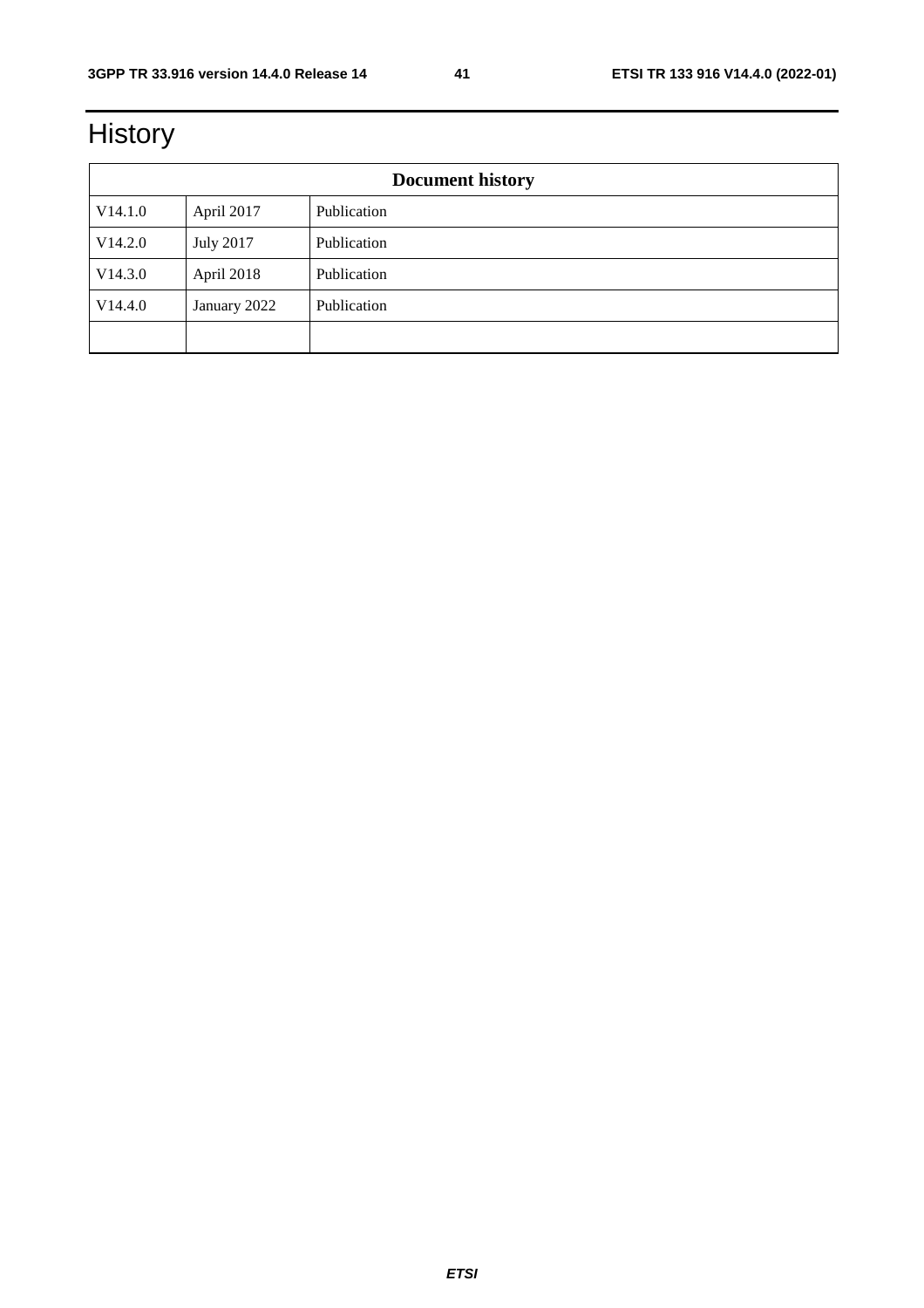# History

| Document history | | |
|---|---|---|
| V14.1.0 | April 2017 | Publication |
| V14.2.0 | July 2017 | Publication |
| V14.3.0 | April 2018 | Publication |
| V14.4.0 | January 2022 | Publication |
| | | |